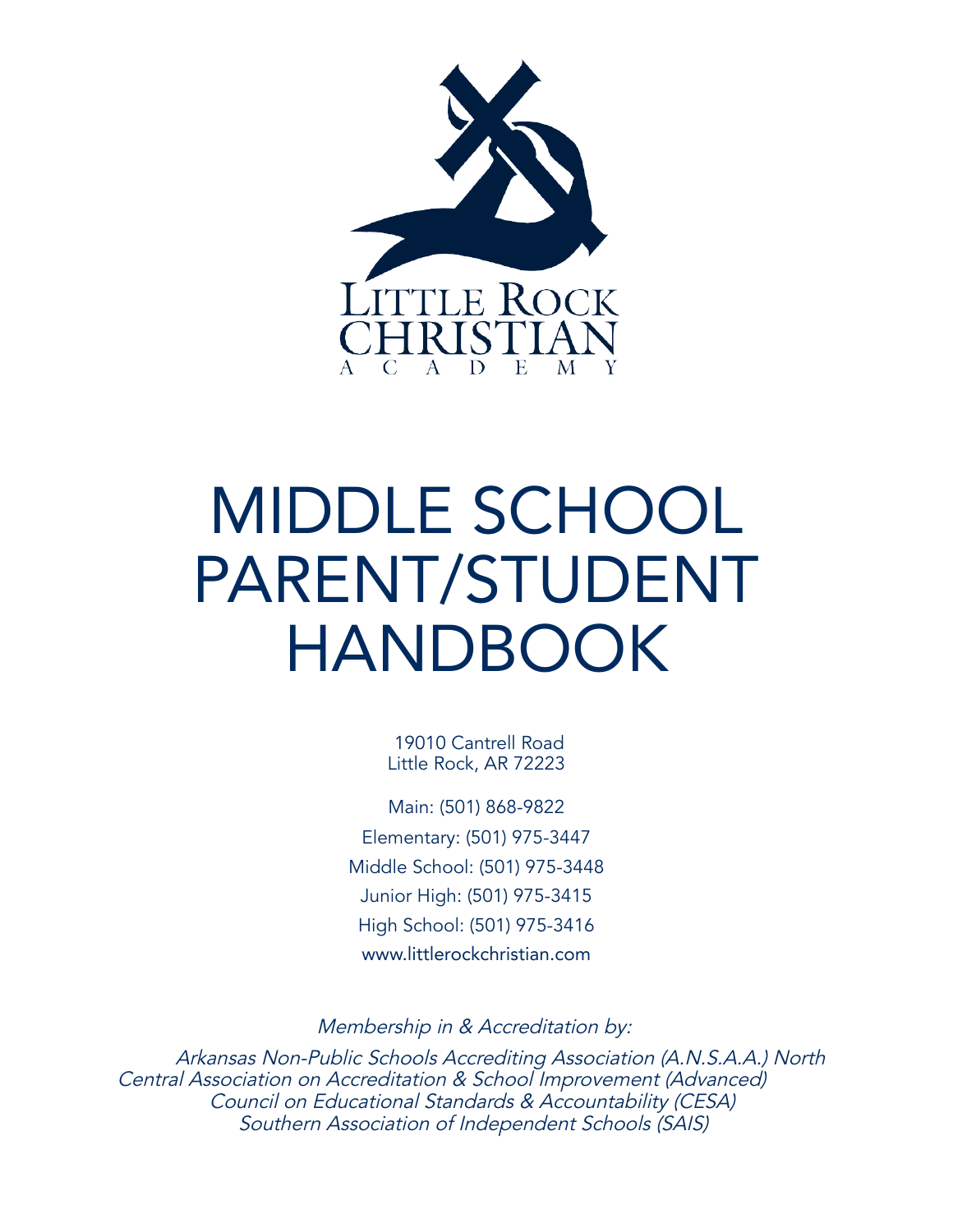LITTLE ROCK CHRISTIAN ACADEMY

# MIDDLE SCHOOL PARENT/STUDENT HANDBOOK

19010 Cantrell Road
Little Rock, AR 72223

Main: (501) 868-9822
Elementary: (501) 975-3447
Middle School: (501) 975-3448
Junior High: (501) 975-3415
High School: (501) 975-3416
www.littlerockchristian.com

*Membership in & Accreditation by:*

*Arkansas Non-Public Schools Accrediting Association (A.N.S.A.A.) North Central Association on Accreditation & School Improvement (Advanced)*
*Council on Educational Standards & Accountability (CESA)*
*Southern Association of Independent Schools (SAIS)*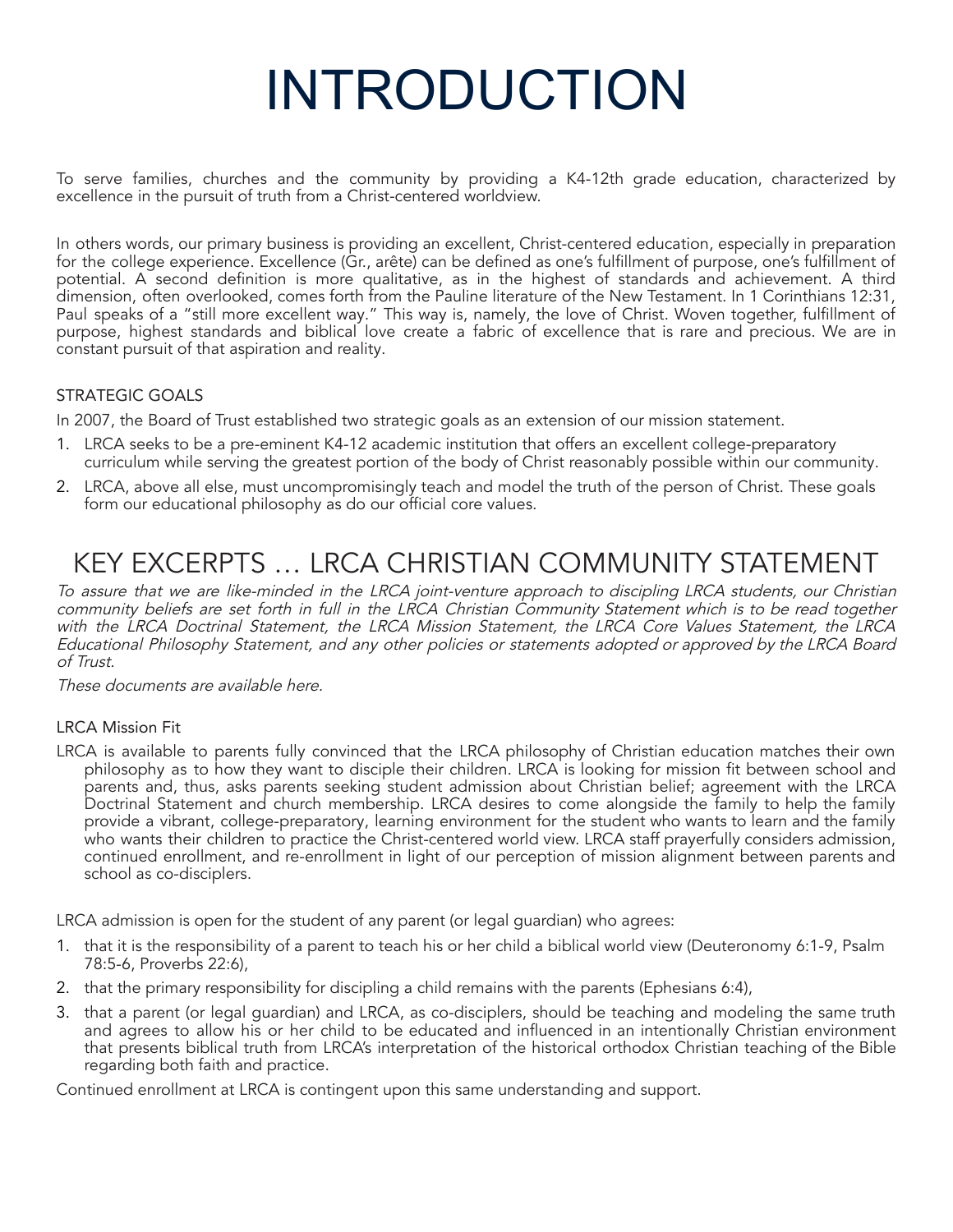# INTRODUCTION

To serve families, churches and the community by providing a K4-12th grade education, characterized by excellence in the pursuit of truth from a Christ-centered worldview.

In others words, our primary business is providing an excellent, Christ-centered education, especially in preparation for the college experience. Excellence (Gr., arête) can be defined as one's fulfillment of purpose, one's fulfillment of potential. A second definition is more qualitative, as in the highest of standards and achievement. A third dimension, often overlooked, comes forth from the Pauline literature of the New Testament. In 1 Corinthians 12:31, Paul speaks of a "still more excellent way." This way is, namely, the love of Christ. Woven together, fulfillment of purpose, highest standards and biblical love create a fabric of excellence that is rare and precious. We are in constant pursuit of that aspiration and reality.

### STRATEGIC GOALS

In 2007, the Board of Trust established two strategic goals as an extension of our mission statement.

1. LRCA seeks to be a pre-eminent K4-12 academic institution that offers an excellent college-preparatory curriculum while serving the greatest portion of the body of Christ reasonably possible within our community.
2. LRCA, above all else, must uncompromisingly teach and model the truth of the person of Christ. These goals form our educational philosophy as do our official core values.

## KEY EXCERPTS … LRCA CHRISTIAN COMMUNITY STATEMENT

*To assure that we are like-minded in the LRCA joint-venture approach to discipling LRCA students, our Christian community beliefs are set forth in full in the LRCA Christian Community Statement which is to be read together with the LRCA Doctrinal Statement, the LRCA Mission Statement, the LRCA Core Values Statement, the LRCA Educational Philosophy Statement, and any other policies or statements adopted or approved by the LRCA Board of Trust.*

*These documents are available here.*

### LRCA Mission Fit

LRCA is available to parents fully convinced that the LRCA philosophy of Christian education matches their own philosophy as to how they want to disciple their children. LRCA is looking for mission fit between school and parents and, thus, asks parents seeking student admission about Christian belief; agreement with the LRCA Doctrinal Statement and church membership. LRCA desires to come alongside the family to help the family provide a vibrant, college-preparatory, learning environment for the student who wants to learn and the family who wants their children to practice the Christ-centered world view. LRCA staff prayerfully considers admission, continued enrollment, and re-enrollment in light of our perception of mission alignment between parents and school as co-disciplers.

LRCA admission is open for the student of any parent (or legal guardian) who agrees:

1. that it is the responsibility of a parent to teach his or her child a biblical world view (Deuteronomy 6:1-9, Psalm 78:5-6, Proverbs 22:6),
2. that the primary responsibility for discipling a child remains with the parents (Ephesians 6:4),
3. that a parent (or legal guardian) and LRCA, as co-disciplers, should be teaching and modeling the same truth and agrees to allow his or her child to be educated and influenced in an intentionally Christian environment that presents biblical truth from LRCA's interpretation of the historical orthodox Christian teaching of the Bible regarding both faith and practice.

Continued enrollment at LRCA is contingent upon this same understanding and support.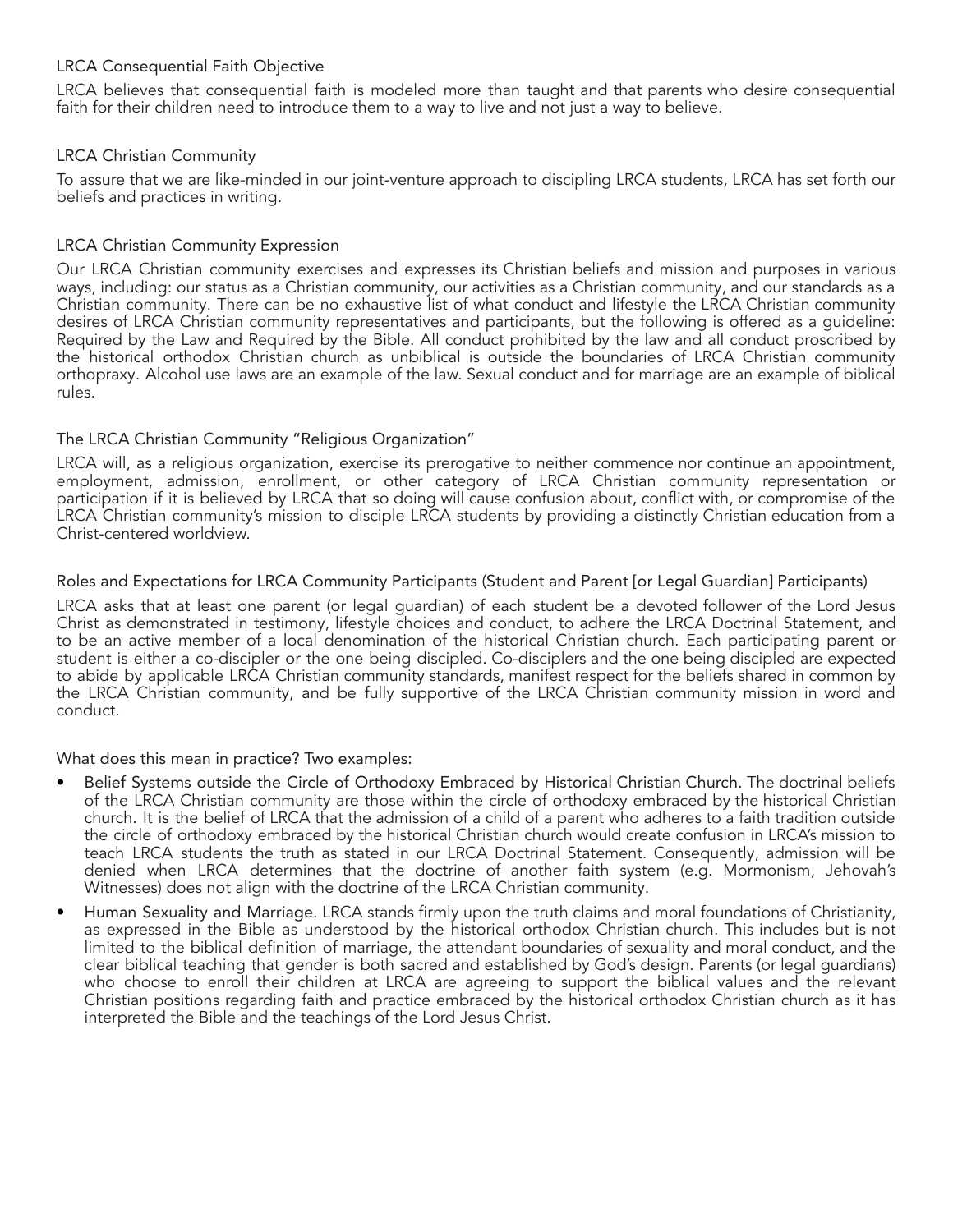### LRCA Consequential Faith Objective

LRCA believes that consequential faith is modeled more than taught and that parents who desire consequential faith for their children need to introduce them to a way to live and not just a way to believe.

### LRCA Christian Community

To assure that we are like-minded in our joint-venture approach to discipling LRCA students, LRCA has set forth our beliefs and practices in writing.

### LRCA Christian Community Expression

Our LRCA Christian community exercises and expresses its Christian beliefs and mission and purposes in various ways, including: our status as a Christian community, our activities as a Christian community, and our standards as a Christian community. There can be no exhaustive list of what conduct and lifestyle the LRCA Christian community desires of LRCA Christian community representatives and participants, but the following is offered as a guideline: Required by the Law and Required by the Bible. All conduct prohibited by the law and all conduct proscribed by the historical orthodox Christian church as unbiblical is outside the boundaries of LRCA Christian community orthopraxy. Alcohol use laws are an example of the law. Sexual conduct and for marriage are an example of biblical rules.

### The LRCA Christian Community "Religious Organization"

LRCA will, as a religious organization, exercise its prerogative to neither commence nor continue an appointment, employment, admission, enrollment, or other category of LRCA Christian community representation or participation if it is believed by LRCA that so doing will cause confusion about, conflict with, or compromise of the LRCA Christian community's mission to disciple LRCA students by providing a distinctly Christian education from a Christ-centered worldview.

### Roles and Expectations for LRCA Community Participants (Student and Parent [or Legal Guardian] Participants)

LRCA asks that at least one parent (or legal guardian) of each student be a devoted follower of the Lord Jesus Christ as demonstrated in testimony, lifestyle choices and conduct, to adhere the LRCA Doctrinal Statement, and to be an active member of a local denomination of the historical Christian church. Each participating parent or student is either a co-discipler or the one being discipled. Co-disciplers and the one being discipled are expected to abide by applicable LRCA Christian community standards, manifest respect for the beliefs shared in common by the LRCA Christian community, and be fully supportive of the LRCA Christian community mission in word and conduct.

What does this mean in practice? Two examples:

- Belief Systems outside the Circle of Orthodoxy Embraced by Historical Christian Church. The doctrinal beliefs of the LRCA Christian community are those within the circle of orthodoxy embraced by the historical Christian church. It is the belief of LRCA that the admission of a child of a parent who adheres to a faith tradition outside the circle of orthodoxy embraced by the historical Christian church would create confusion in LRCA's mission to teach LRCA students the truth as stated in our LRCA Doctrinal Statement. Consequently, admission will be denied when LRCA determines that the doctrine of another faith system (e.g. Mormonism, Jehovah's Witnesses) does not align with the doctrine of the LRCA Christian community.
- Human Sexuality and Marriage. LRCA stands firmly upon the truth claims and moral foundations of Christianity, as expressed in the Bible as understood by the historical orthodox Christian church. This includes but is not limited to the biblical definition of marriage, the attendant boundaries of sexuality and moral conduct, and the clear biblical teaching that gender is both sacred and established by God's design. Parents (or legal guardians) who choose to enroll their children at LRCA are agreeing to support the biblical values and the relevant Christian positions regarding faith and practice embraced by the historical orthodox Christian church as it has interpreted the Bible and the teachings of the Lord Jesus Christ.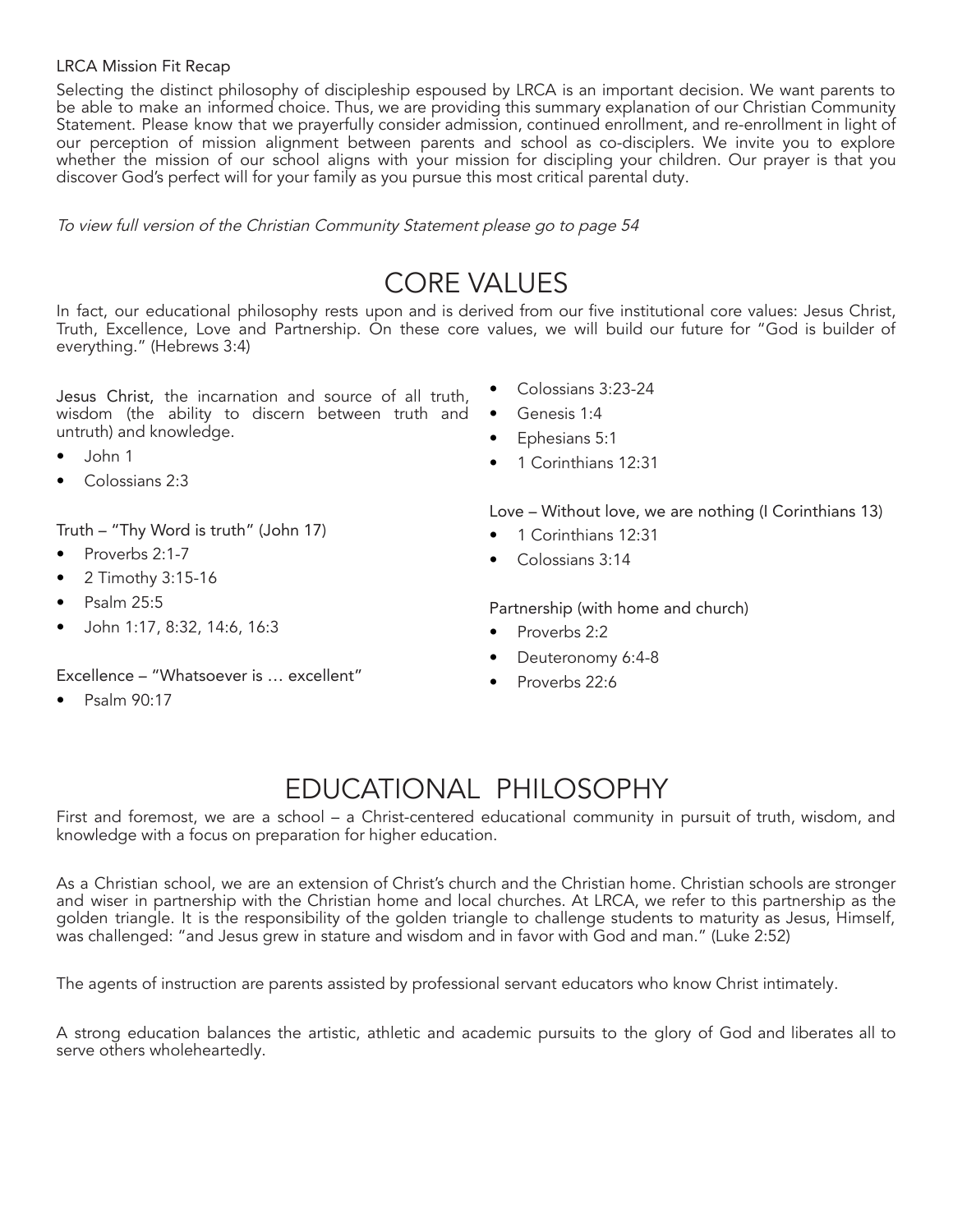LRCA Mission Fit Recap

Selecting the distinct philosophy of discipleship espoused by LRCA is an important decision. We want parents to be able to make an informed choice. Thus, we are providing this summary explanation of our Christian Community Statement. Please know that we prayerfully consider admission, continued enrollment, and re-enrollment in light of our perception of mission alignment between parents and school as co-disciplers. We invite you to explore whether the mission of our school aligns with your mission for discipling your children. Our prayer is that you discover God's perfect will for your family as you pursue this most critical parental duty.

*To view full version of the Christian Community Statement please go to page 54*

# CORE VALUES

In fact, our educational philosophy rests upon and is derived from our five institutional core values: Jesus Christ, Truth, Excellence, Love and Partnership. On these core values, we will build our future for "God is builder of everything." (Hebrews 3:4)

Jesus Christ, the incarnation and source of all truth, wisdom (the ability to discern between truth and untruth) and knowledge.

- John 1
- Colossians 2:3

Truth – "Thy Word is truth" (John 17)

- Proverbs 2:1-7
- 2 Timothy 3:15-16
- Psalm 25:5
- John 1:17, 8:32, 14:6, 16:3

Excellence – "Whatsoever is … excellent"

- Psalm 90:17
- Colossians 3:23-24
- Genesis 1:4
- Ephesians 5:1
- 1 Corinthians 12:31

Love – Without love, we are nothing (I Corinthians 13)

- 1 Corinthians 12:31
- Colossians 3:14

Partnership (with home and church)

- Proverbs 2:2
- Deuteronomy 6:4-8
- Proverbs 22:6

# EDUCATIONAL PHILOSOPHY

First and foremost, we are a school – a Christ-centered educational community in pursuit of truth, wisdom, and knowledge with a focus on preparation for higher education.

As a Christian school, we are an extension of Christ's church and the Christian home. Christian schools are stronger and wiser in partnership with the Christian home and local churches. At LRCA, we refer to this partnership as the golden triangle. It is the responsibility of the golden triangle to challenge students to maturity as Jesus, Himself, was challenged: "and Jesus grew in stature and wisdom and in favor with God and man." (Luke 2:52)

The agents of instruction are parents assisted by professional servant educators who know Christ intimately.

A strong education balances the artistic, athletic and academic pursuits to the glory of God and liberates all to serve others wholeheartedly.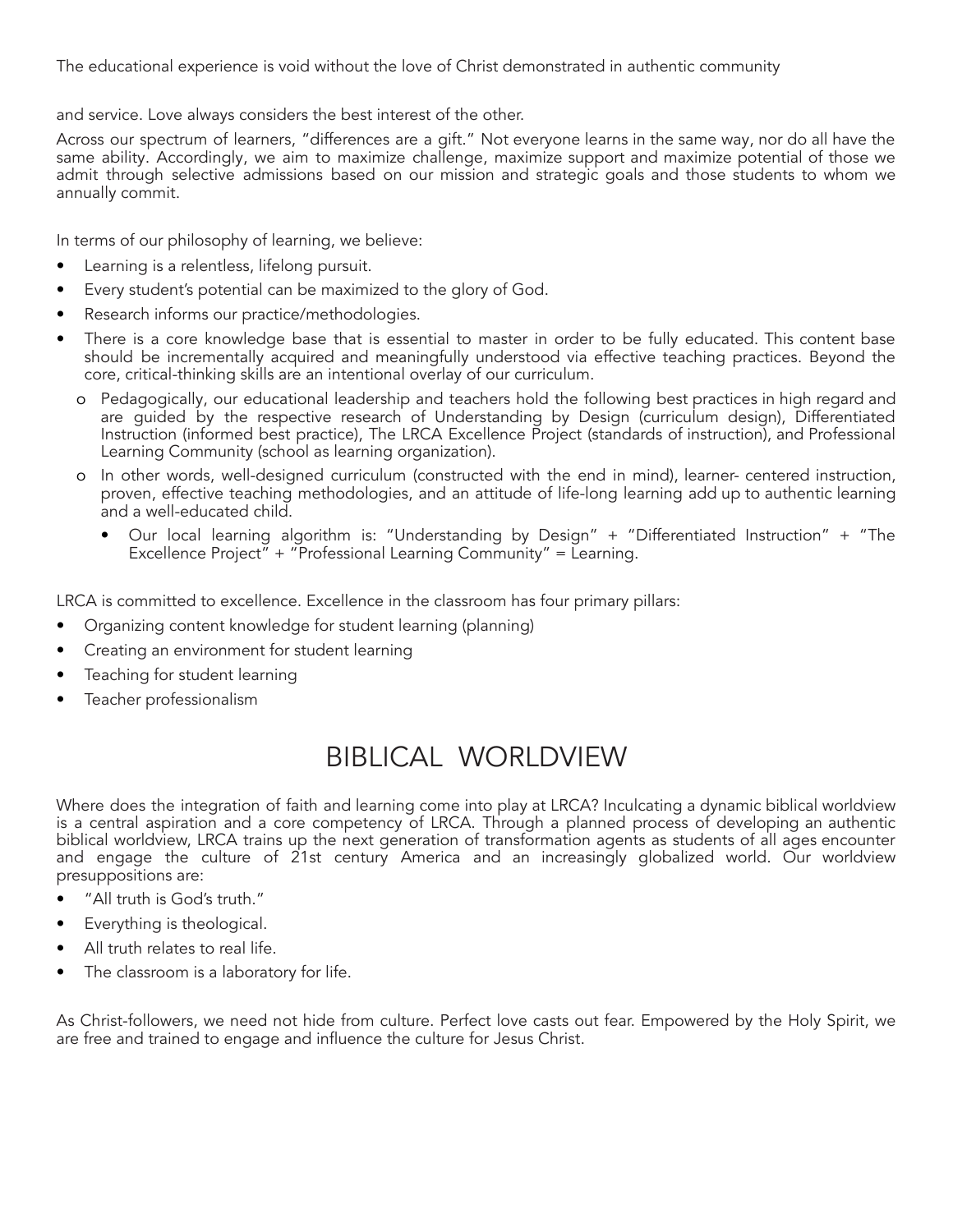The educational experience is void without the love of Christ demonstrated in authentic community

and service. Love always considers the best interest of the other.

Across our spectrum of learners, "differences are a gift." Not everyone learns in the same way, nor do all have the same ability. Accordingly, we aim to maximize challenge, maximize support and maximize potential of those we admit through selective admissions based on our mission and strategic goals and those students to whom we annually commit.

In terms of our philosophy of learning, we believe:

- Learning is a relentless, lifelong pursuit.
- Every student's potential can be maximized to the glory of God.
- Research informs our practice/methodologies.
- There is a core knowledge base that is essential to master in order to be fully educated. This content base should be incrementally acquired and meaningfully understood via effective teaching practices. Beyond the core, critical-thinking skills are an intentional overlay of our curriculum.
  - o Pedagogically, our educational leadership and teachers hold the following best practices in high regard and are guided by the respective research of Understanding by Design (curriculum design), Differentiated Instruction (informed best practice), The LRCA Excellence Project (standards of instruction), and Professional Learning Community (school as learning organization).
  - o In other words, well-designed curriculum (constructed with the end in mind), learner- centered instruction, proven, effective teaching methodologies, and an attitude of life-long learning add up to authentic learning and a well-educated child.
    - Our local learning algorithm is: "Understanding by Design" + "Differentiated Instruction" + "The Excellence Project" + "Professional Learning Community" = Learning.

LRCA is committed to excellence. Excellence in the classroom has four primary pillars:

- Organizing content knowledge for student learning (planning)
- Creating an environment for student learning
- Teaching for student learning
- Teacher professionalism

# BIBLICAL WORLDVIEW

Where does the integration of faith and learning come into play at LRCA? Inculcating a dynamic biblical worldview is a central aspiration and a core competency of LRCA. Through a planned process of developing an authentic biblical worldview, LRCA trains up the next generation of transformation agents as students of all ages encounter and engage the culture of 21st century America and an increasingly globalized world. Our worldview presuppositions are:

- "All truth is God's truth."
- Everything is theological.
- All truth relates to real life.
- The classroom is a laboratory for life.

As Christ-followers, we need not hide from culture. Perfect love casts out fear. Empowered by the Holy Spirit, we are free and trained to engage and influence the culture for Jesus Christ.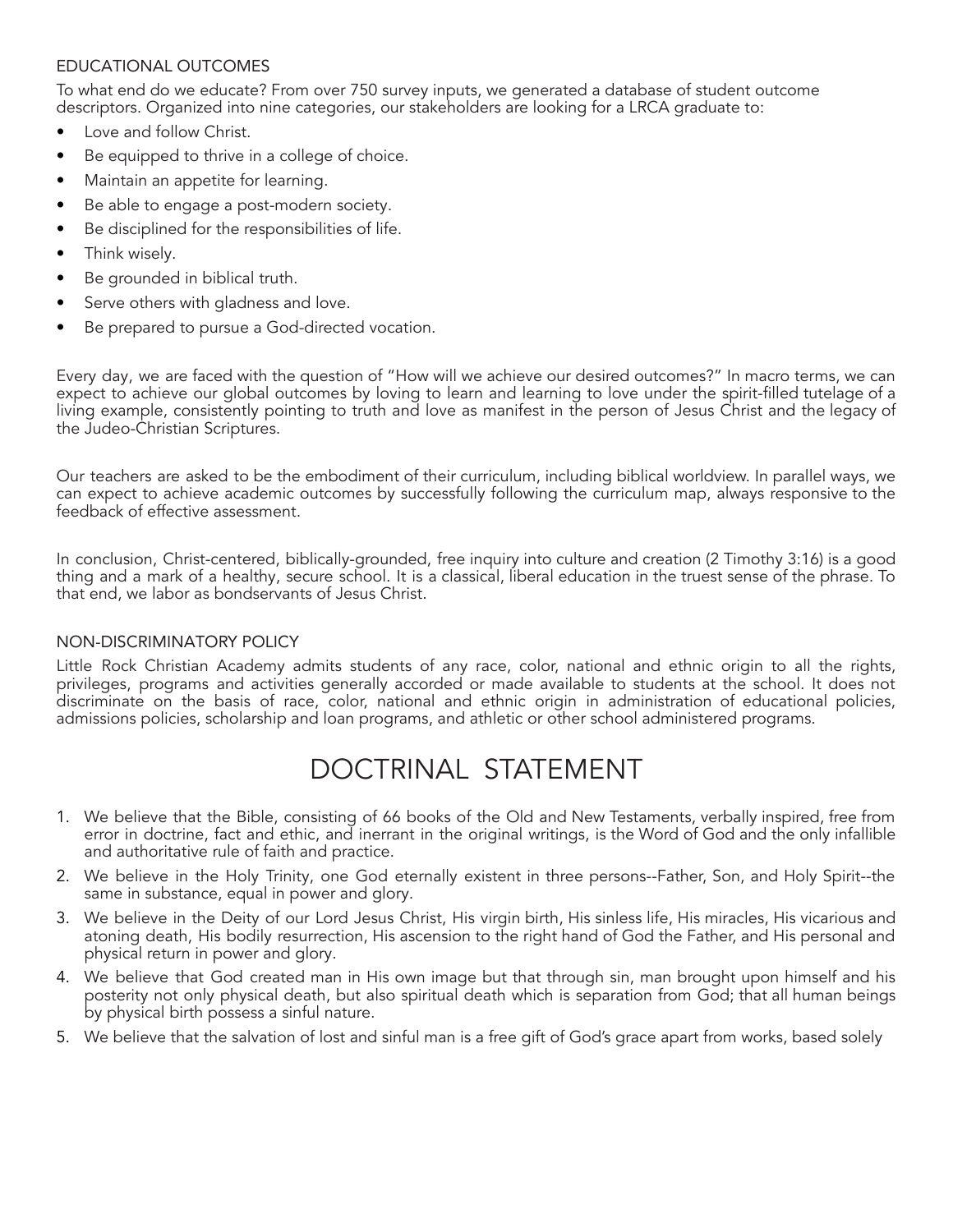## EDUCATIONAL OUTCOMES

To what end do we educate? From over 750 survey inputs, we generated a database of student outcome descriptors. Organized into nine categories, our stakeholders are looking for a LRCA graduate to:

- Love and follow Christ.
- Be equipped to thrive in a college of choice.
- Maintain an appetite for learning.
- Be able to engage a post-modern society.
- Be disciplined for the responsibilities of life.
- Think wisely.
- Be grounded in biblical truth.
- Serve others with gladness and love.
- Be prepared to pursue a God-directed vocation.

Every day, we are faced with the question of "How will we achieve our desired outcomes?" In macro terms, we can expect to achieve our global outcomes by loving to learn and learning to love under the spirit-filled tutelage of a living example, consistently pointing to truth and love as manifest in the person of Jesus Christ and the legacy of the Judeo-Christian Scriptures.

Our teachers are asked to be the embodiment of their curriculum, including biblical worldview. In parallel ways, we can expect to achieve academic outcomes by successfully following the curriculum map, always responsive to the feedback of effective assessment.

In conclusion, Christ-centered, biblically-grounded, free inquiry into culture and creation (2 Timothy 3:16) is a good thing and a mark of a healthy, secure school. It is a classical, liberal education in the truest sense of the phrase. To that end, we labor as bondservants of Jesus Christ.

## NON-DISCRIMINATORY POLICY

Little Rock Christian Academy admits students of any race, color, national and ethnic origin to all the rights, privileges, programs and activities generally accorded or made available to students at the school. It does not discriminate on the basis of race, color, national and ethnic origin in administration of educational policies, admissions policies, scholarship and loan programs, and athletic or other school administered programs.

# DOCTRINAL STATEMENT

1. We believe that the Bible, consisting of 66 books of the Old and New Testaments, verbally inspired, free from error in doctrine, fact and ethic, and inerrant in the original writings, is the Word of God and the only infallible and authoritative rule of faith and practice.
2. We believe in the Holy Trinity, one God eternally existent in three persons--Father, Son, and Holy Spirit--the same in substance, equal in power and glory.
3. We believe in the Deity of our Lord Jesus Christ, His virgin birth, His sinless life, His miracles, His vicarious and atoning death, His bodily resurrection, His ascension to the right hand of God the Father, and His personal and physical return in power and glory.
4. We believe that God created man in His own image but that through sin, man brought upon himself and his posterity not only physical death, but also spiritual death which is separation from God; that all human beings by physical birth possess a sinful nature.
5. We believe that the salvation of lost and sinful man is a free gift of God's grace apart from works, based solely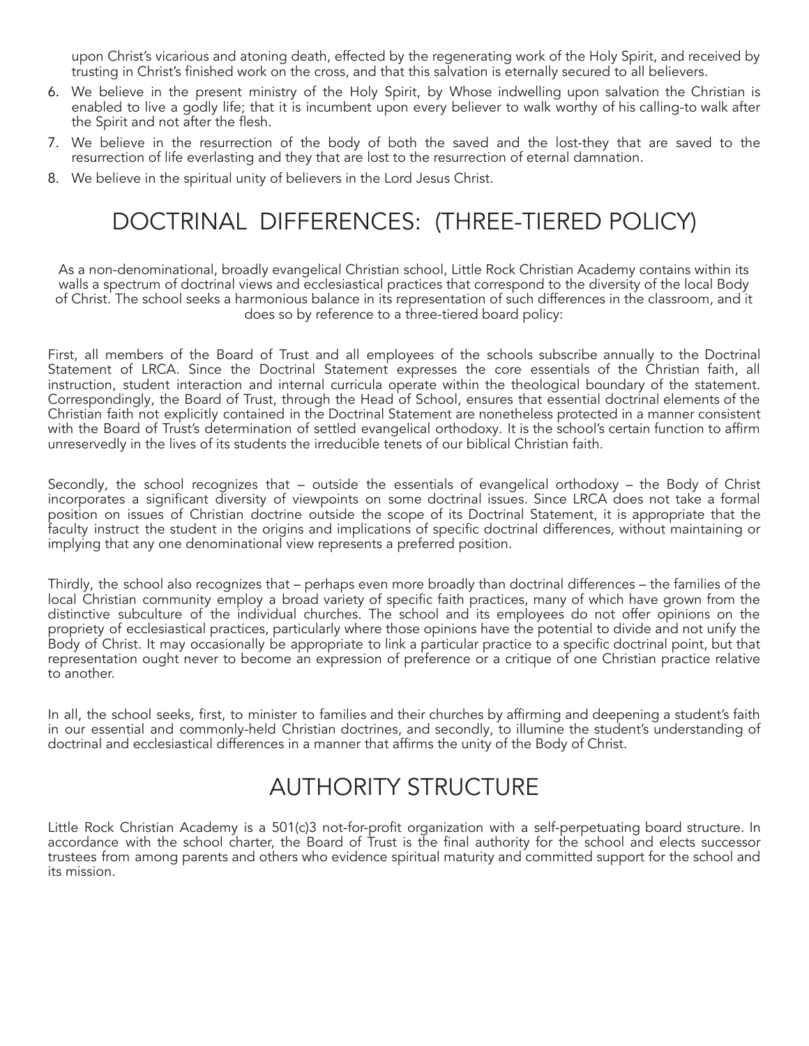upon Christ's vicarious and atoning death, effected by the regenerating work of the Holy Spirit, and received by trusting in Christ's finished work on the cross, and that this salvation is eternally secured to all believers.

6. We believe in the present ministry of the Holy Spirit, by Whose indwelling upon salvation the Christian is enabled to live a godly life; that it is incumbent upon every believer to walk worthy of his calling-to walk after the Spirit and not after the flesh.
7. We believe in the resurrection of the body of both the saved and the lost-they that are saved to the resurrection of life everlasting and they that are lost to the resurrection of eternal damnation.
8. We believe in the spiritual unity of believers in the Lord Jesus Christ.

# DOCTRINAL DIFFERENCES: (THREE-TIERED POLICY)

As a non-denominational, broadly evangelical Christian school, Little Rock Christian Academy contains within its walls a spectrum of doctrinal views and ecclesiastical practices that correspond to the diversity of the local Body of Christ. The school seeks a harmonious balance in its representation of such differences in the classroom, and it does so by reference to a three-tiered board policy:

First, all members of the Board of Trust and all employees of the schools subscribe annually to the Doctrinal Statement of LRCA. Since the Doctrinal Statement expresses the core essentials of the Christian faith, all instruction, student interaction and internal curricula operate within the theological boundary of the statement. Correspondingly, the Board of Trust, through the Head of School, ensures that essential doctrinal elements of the Christian faith not explicitly contained in the Doctrinal Statement are nonetheless protected in a manner consistent with the Board of Trust's determination of settled evangelical orthodoxy. It is the school's certain function to affirm unreservedly in the lives of its students the irreducible tenets of our biblical Christian faith.

Secondly, the school recognizes that – outside the essentials of evangelical orthodoxy – the Body of Christ incorporates a significant diversity of viewpoints on some doctrinal issues. Since LRCA does not take a formal position on issues of Christian doctrine outside the scope of its Doctrinal Statement, it is appropriate that the faculty instruct the student in the origins and implications of specific doctrinal differences, without maintaining or implying that any one denominational view represents a preferred position.

Thirdly, the school also recognizes that – perhaps even more broadly than doctrinal differences – the families of the local Christian community employ a broad variety of specific faith practices, many of which have grown from the distinctive subculture of the individual churches. The school and its employees do not offer opinions on the propriety of ecclesiastical practices, particularly where those opinions have the potential to divide and not unify the Body of Christ. It may occasionally be appropriate to link a particular practice to a specific doctrinal point, but that representation ought never to become an expression of preference or a critique of one Christian practice relative to another.

In all, the school seeks, first, to minister to families and their churches by affirming and deepening a student's faith in our essential and commonly-held Christian doctrines, and secondly, to illumine the student's understanding of doctrinal and ecclesiastical differences in a manner that affirms the unity of the Body of Christ.

# AUTHORITY STRUCTURE

Little Rock Christian Academy is a 501(c)3 not-for-profit organization with a self-perpetuating board structure. In accordance with the school charter, the Board of Trust is the final authority for the school and elects successor trustees from among parents and others who evidence spiritual maturity and committed support for the school and its mission.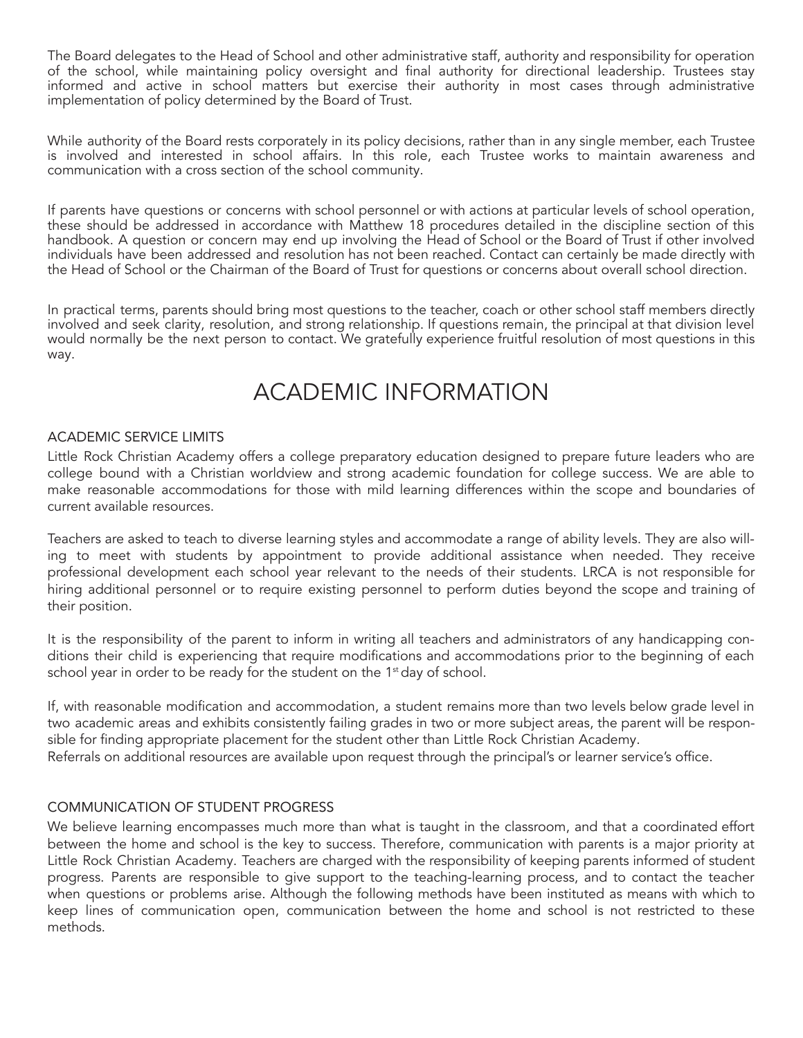The Board delegates to the Head of School and other administrative staff, authority and responsibility for operation of the school, while maintaining policy oversight and final authority for directional leadership. Trustees stay informed and active in school matters but exercise their authority in most cases through administrative implementation of policy determined by the Board of Trust.

While authority of the Board rests corporately in its policy decisions, rather than in any single member, each Trustee is involved and interested in school affairs. In this role, each Trustee works to maintain awareness and communication with a cross section of the school community.

If parents have questions or concerns with school personnel or with actions at particular levels of school operation, these should be addressed in accordance with Matthew 18 procedures detailed in the discipline section of this handbook. A question or concern may end up involving the Head of School or the Board of Trust if other involved individuals have been addressed and resolution has not been reached. Contact can certainly be made directly with the Head of School or the Chairman of the Board of Trust for questions or concerns about overall school direction.

In practical terms, parents should bring most questions to the teacher, coach or other school staff members directly involved and seek clarity, resolution, and strong relationship. If questions remain, the principal at that division level would normally be the next person to contact. We gratefully experience fruitful resolution of most questions in this way.

# ACADEMIC INFORMATION

## ACADEMIC SERVICE LIMITS

Little Rock Christian Academy offers a college preparatory education designed to prepare future leaders who are college bound with a Christian worldview and strong academic foundation for college success. We are able to make reasonable accommodations for those with mild learning differences within the scope and boundaries of current available resources.

Teachers are asked to teach to diverse learning styles and accommodate a range of ability levels. They are also willing to meet with students by appointment to provide additional assistance when needed. They receive professional development each school year relevant to the needs of their students. LRCA is not responsible for hiring additional personnel or to require existing personnel to perform duties beyond the scope and training of their position.

It is the responsibility of the parent to inform in writing all teachers and administrators of any handicapping conditions their child is experiencing that require modifications and accommodations prior to the beginning of each school year in order to be ready for the student on the 1st day of school.

If, with reasonable modification and accommodation, a student remains more than two levels below grade level in two academic areas and exhibits consistently failing grades in two or more subject areas, the parent will be responsible for finding appropriate placement for the student other than Little Rock Christian Academy.
Referrals on additional resources are available upon request through the principal's or learner service's office.

## COMMUNICATION OF STUDENT PROGRESS

We believe learning encompasses much more than what is taught in the classroom, and that a coordinated effort between the home and school is the key to success. Therefore, communication with parents is a major priority at Little Rock Christian Academy. Teachers are charged with the responsibility of keeping parents informed of student progress. Parents are responsible to give support to the teaching-learning process, and to contact the teacher when questions or problems arise. Although the following methods have been instituted as means with which to keep lines of communication open, communication between the home and school is not restricted to these methods.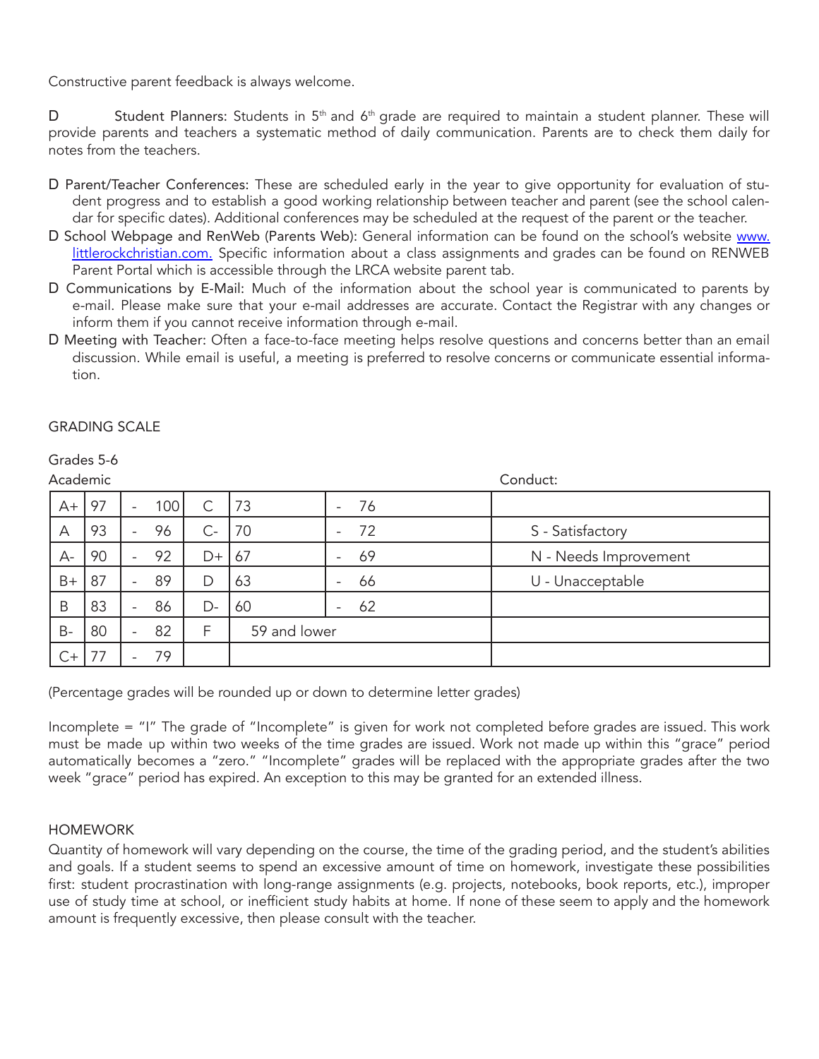Constructive parent feedback is always welcome.

- D Student Planners: Students in 5th and 6th grade are required to maintain a student planner. These will provide parents and teachers a systematic method of daily communication. Parents are to check them daily for notes from the teachers.

- D Parent/Teacher Conferences: These are scheduled early in the year to give opportunity for evaluation of student progress and to establish a good working relationship between teacher and parent (see the school calendar for specific dates). Additional conferences may be scheduled at the request of the parent or the teacher.
- D School Webpage and RenWeb (Parents Web): General information can be found on the school's website [www.littlerockchristian.com.](www.littlerockchristian.com) Specific information about a class assignments and grades can be found on RENWEB Parent Portal which is accessible through the LRCA website parent tab.
- D Communications by E-Mail: Much of the information about the school year is communicated to parents by e-mail. Please make sure that your e-mail addresses are accurate. Contact the Registrar with any changes or inform them if you cannot receive information through e-mail.
- D Meeting with Teacher: Often a face-to-face meeting helps resolve questions and concerns better than an email discussion. While email is useful, a meeting is preferred to resolve concerns or communicate essential information.

## GRADING SCALE

Grades 5-6

Academic / Conduct:

| | | | | | | | | Conduct |
|---|---|---|---|---|---|---|---|---|
| A+ | 97 | - | 100 | C | 73 | - | 76 | |
| A | 93 | - | 96 | C- | 70 | - | 72 | S - Satisfactory |
| A- | 90 | - | 92 | D+ | 67 | - | 69 | N - Needs Improvement |
| B+ | 87 | - | 89 | D | 63 | - | 66 | U - Unacceptable |
| B | 83 | - | 86 | D- | 60 | - | 62 | |
| B- | 80 | - | 82 | F | 59 and lower | | | |
| C+ | 77 | - | 79 | | | | | |

(Percentage grades will be rounded up or down to determine letter grades)

Incomplete = "I" The grade of "Incomplete" is given for work not completed before grades are issued. This work must be made up within two weeks of the time grades are issued. Work not made up within this "grace" period automatically becomes a "zero." "Incomplete" grades will be replaced with the appropriate grades after the two week "grace" period has expired. An exception to this may be granted for an extended illness.

## HOMEWORK

Quantity of homework will vary depending on the course, the time of the grading period, and the student's abilities and goals. If a student seems to spend an excessive amount of time on homework, investigate these possibilities first: student procrastination with long-range assignments (e.g. projects, notebooks, book reports, etc.), improper use of study time at school, or inefficient study habits at home. If none of these seem to apply and the homework amount is frequently excessive, then please consult with the teacher.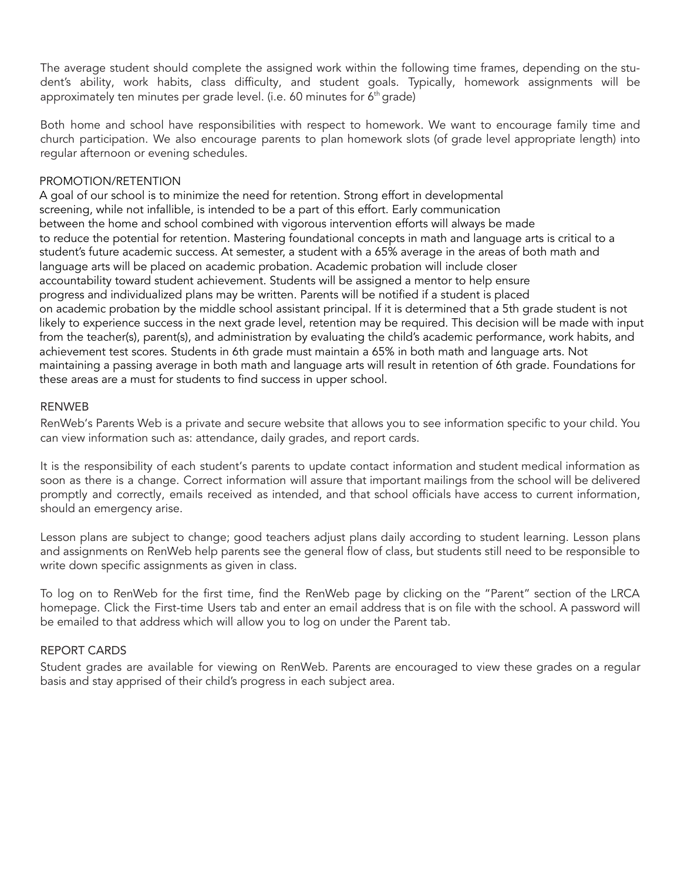The average student should complete the assigned work within the following time frames, depending on the student's ability, work habits, class difficulty, and student goals. Typically, homework assignments will be approximately ten minutes per grade level. (i.e. 60 minutes for 6th grade)

Both home and school have responsibilities with respect to homework. We want to encourage family time and church participation. We also encourage parents to plan homework slots (of grade level appropriate length) into regular afternoon or evening schedules.

## PROMOTION/RETENTION

A goal of our school is to minimize the need for retention. Strong effort in developmental screening, while not infallible, is intended to be a part of this effort. Early communication between the home and school combined with vigorous intervention efforts will always be made to reduce the potential for retention. Mastering foundational concepts in math and language arts is critical to a student's future academic success. At semester, a student with a 65% average in the areas of both math and language arts will be placed on academic probation. Academic probation will include closer accountability toward student achievement. Students will be assigned a mentor to help ensure progress and individualized plans may be written. Parents will be notified if a student is placed on academic probation by the middle school assistant principal. If it is determined that a 5th grade student is not likely to experience success in the next grade level, retention may be required. This decision will be made with input from the teacher(s), parent(s), and administration by evaluating the child's academic performance, work habits, and achievement test scores. Students in 6th grade must maintain a 65% in both math and language arts. Not maintaining a passing average in both math and language arts will result in retention of 6th grade. Foundations for these areas are a must for students to find success in upper school.

## RENWEB

RenWeb's Parents Web is a private and secure website that allows you to see information specific to your child. You can view information such as: attendance, daily grades, and report cards.

It is the responsibility of each student's parents to update contact information and student medical information as soon as there is a change. Correct information will assure that important mailings from the school will be delivered promptly and correctly, emails received as intended, and that school officials have access to current information, should an emergency arise.

Lesson plans are subject to change; good teachers adjust plans daily according to student learning. Lesson plans and assignments on RenWeb help parents see the general flow of class, but students still need to be responsible to write down specific assignments as given in class.

To log on to RenWeb for the first time, find the RenWeb page by clicking on the "Parent" section of the LRCA homepage. Click the First-time Users tab and enter an email address that is on file with the school. A password will be emailed to that address which will allow you to log on under the Parent tab.

## REPORT CARDS

Student grades are available for viewing on RenWeb. Parents are encouraged to view these grades on a regular basis and stay apprised of their child's progress in each subject area.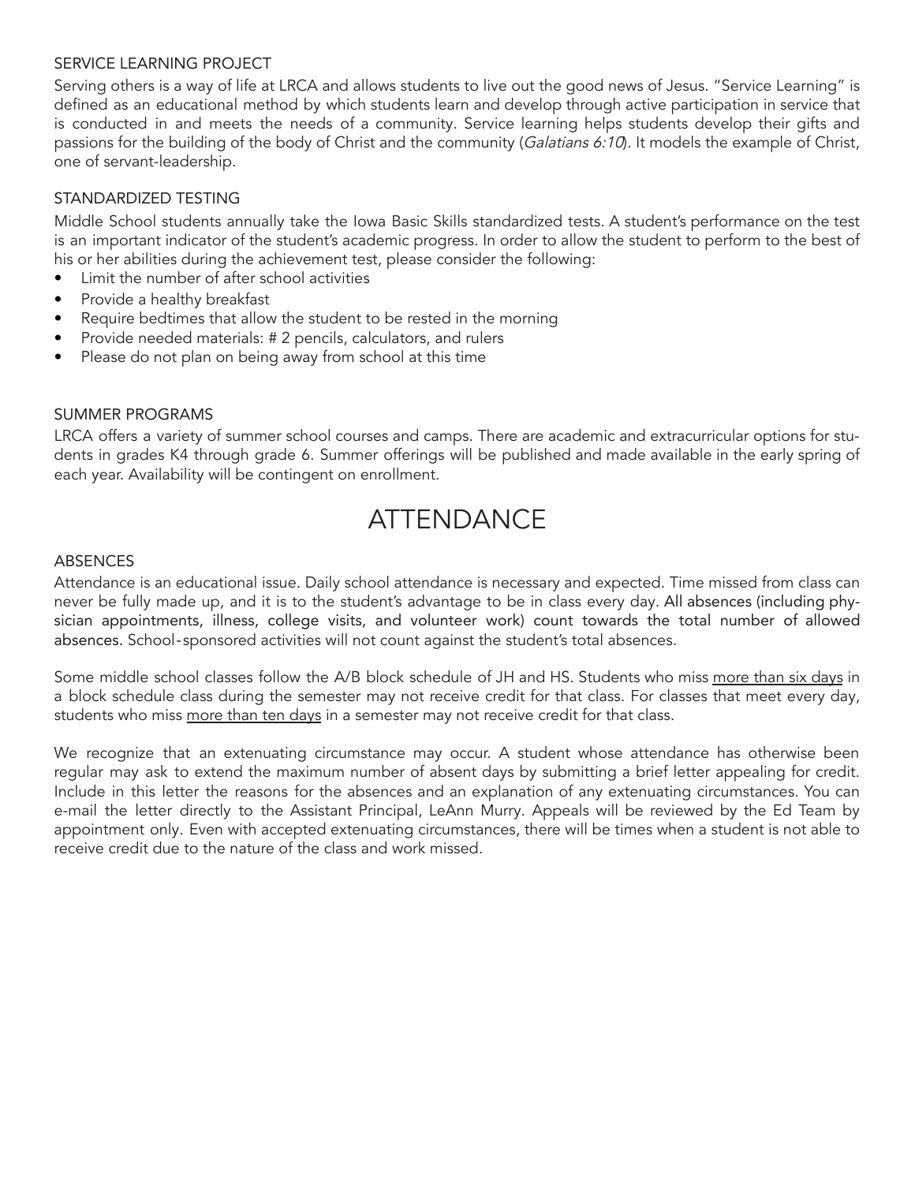### SERVICE LEARNING PROJECT

Serving others is a way of life at LRCA and allows students to live out the good news of Jesus. "Service Learning" is defined as an educational method by which students learn and develop through active participation in service that is conducted in and meets the needs of a community. Service learning helps students develop their gifts and passions for the building of the body of Christ and the community (*Galatians 6:10*). It models the example of Christ, one of servant-leadership.

### STANDARDIZED TESTING

Middle School students annually take the Iowa Basic Skills standardized tests. A student's performance on the test is an important indicator of the student's academic progress. In order to allow the student to perform to the best of his or her abilities during the achievement test, please consider the following:

- Limit the number of after school activities
- Provide a healthy breakfast
- Require bedtimes that allow the student to be rested in the morning
- Provide needed materials: # 2 pencils, calculators, and rulers
- Please do not plan on being away from school at this time

### SUMMER PROGRAMS

LRCA offers a variety of summer school courses and camps. There are academic and extracurricular options for students in grades K4 through grade 6. Summer offerings will be published and made available in the early spring of each year. Availability will be contingent on enrollment.

# ATTENDANCE

### ABSENCES

Attendance is an educational issue. Daily school attendance is necessary and expected. Time missed from class can never be fully made up, and it is to the student's advantage to be in class every day. All absences (including physician appointments, illness, college visits, and volunteer work) count towards the total number of allowed absences. School-sponsored activities will not count against the student's total absences.

Some middle school classes follow the A/B block schedule of JH and HS. Students who miss <u>more than six days</u> in a block schedule class during the semester may not receive credit for that class. For classes that meet every day, students who miss <u>more than ten days</u> in a semester may not receive credit for that class.

We recognize that an extenuating circumstance may occur. A student whose attendance has otherwise been regular may ask to extend the maximum number of absent days by submitting a brief letter appealing for credit. Include in this letter the reasons for the absences and an explanation of any extenuating circumstances. You can e-mail the letter directly to the Assistant Principal, LeAnn Murry. Appeals will be reviewed by the Ed Team by appointment only. Even with accepted extenuating circumstances, there will be times when a student is not able to receive credit due to the nature of the class and work missed.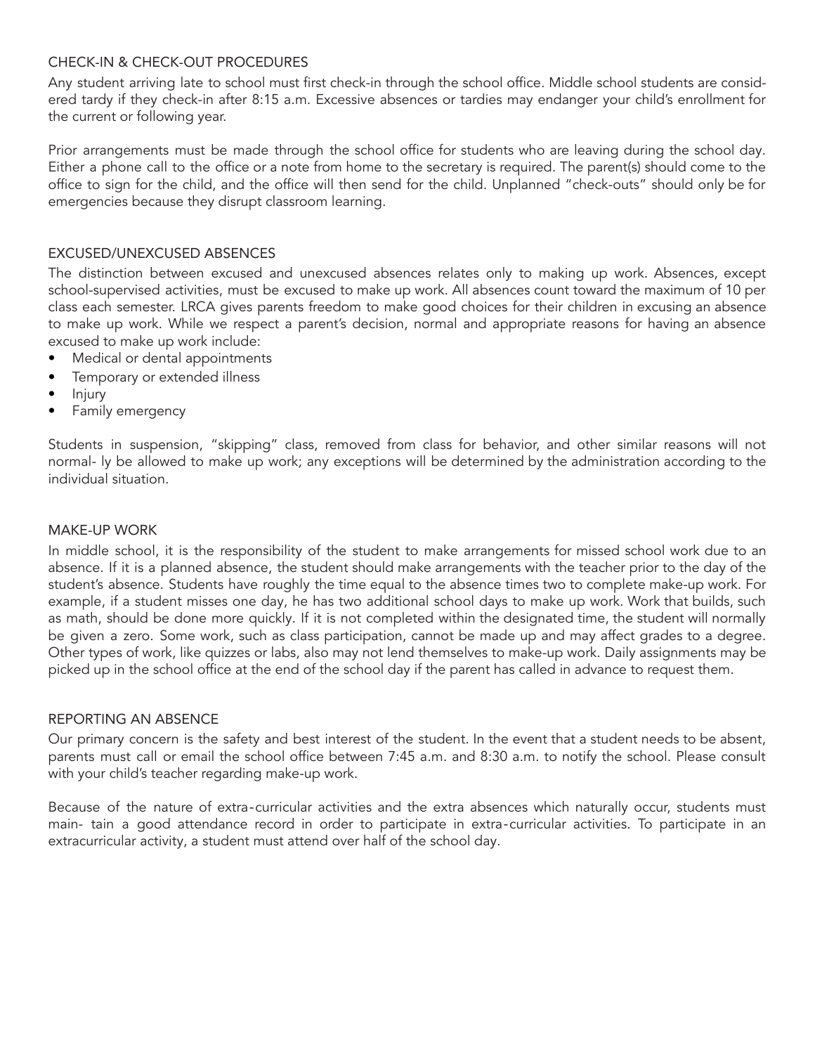## CHECK-IN & CHECK-OUT PROCEDURES

Any student arriving late to school must first check-in through the school office. Middle school students are considered tardy if they check-in after 8:15 a.m. Excessive absences or tardies may endanger your child's enrollment for the current or following year.

Prior arrangements must be made through the school office for students who are leaving during the school day. Either a phone call to the office or a note from home to the secretary is required. The parent(s) should come to the office to sign for the child, and the office will then send for the child. Unplanned "check-outs" should only be for emergencies because they disrupt classroom learning.

## EXCUSED/UNEXCUSED ABSENCES

The distinction between excused and unexcused absences relates only to making up work. Absences, except school-supervised activities, must be excused to make up work. All absences count toward the maximum of 10 per class each semester. LRCA gives parents freedom to make good choices for their children in excusing an absence to make up work. While we respect a parent's decision, normal and appropriate reasons for having an absence excused to make up work include:

- Medical or dental appointments
- Temporary or extended illness
- Injury
- Family emergency

Students in suspension, "skipping" class, removed from class for behavior, and other similar reasons will not normal- ly be allowed to make up work; any exceptions will be determined by the administration according to the individual situation.

## MAKE-UP WORK

In middle school, it is the responsibility of the student to make arrangements for missed school work due to an absence. If it is a planned absence, the student should make arrangements with the teacher prior to the day of the student's absence. Students have roughly the time equal to the absence times two to complete make-up work. For example, if a student misses one day, he has two additional school days to make up work. Work that builds, such as math, should be done more quickly. If it is not completed within the designated time, the student will normally be given a zero. Some work, such as class participation, cannot be made up and may affect grades to a degree. Other types of work, like quizzes or labs, also may not lend themselves to make-up work. Daily assignments may be picked up in the school office at the end of the school day if the parent has called in advance to request them.

## REPORTING AN ABSENCE

Our primary concern is the safety and best interest of the student. In the event that a student needs to be absent, parents must call or email the school office between 7:45 a.m. and 8:30 a.m. to notify the school. Please consult with your child's teacher regarding make-up work.

Because of the nature of extra-curricular activities and the extra absences which naturally occur, students must main- tain a good attendance record in order to participate in extra-curricular activities. To participate in an extracurricular activity, a student must attend over half of the school day.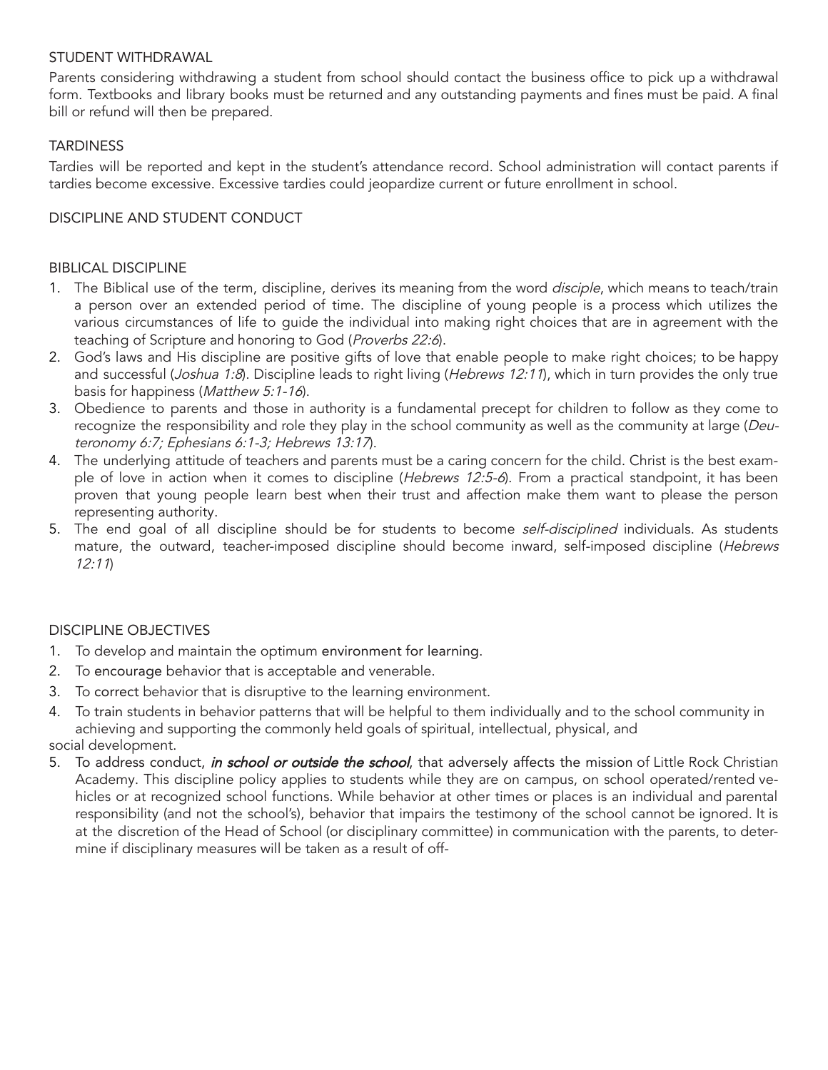## STUDENT WITHDRAWAL

Parents considering withdrawing a student from school should contact the business office to pick up a withdrawal form. Textbooks and library books must be returned and any outstanding payments and fines must be paid. A final bill or refund will then be prepared.

## TARDINESS

Tardies will be reported and kept in the student's attendance record. School administration will contact parents if tardies become excessive. Excessive tardies could jeopardize current or future enrollment in school.

## DISCIPLINE AND STUDENT CONDUCT

### BIBLICAL DISCIPLINE

1. The Biblical use of the term, discipline, derives its meaning from the word *disciple*, which means to teach/train a person over an extended period of time. The discipline of young people is a process which utilizes the various circumstances of life to guide the individual into making right choices that are in agreement with the teaching of Scripture and honoring to God (*Proverbs 22:6*).
2. God's laws and His discipline are positive gifts of love that enable people to make right choices; to be happy and successful (*Joshua 1:8*). Discipline leads to right living (*Hebrews 12:11*), which in turn provides the only true basis for happiness (*Matthew 5:1-16*).
3. Obedience to parents and those in authority is a fundamental precept for children to follow as they come to recognize the responsibility and role they play in the school community as well as the community at large (*Deuteronomy 6:7; Ephesians 6:1-3; Hebrews 13:17*).
4. The underlying attitude of teachers and parents must be a caring concern for the child. Christ is the best example of love in action when it comes to discipline (*Hebrews 12:5-6*). From a practical standpoint, it has been proven that young people learn best when their trust and affection make them want to please the person representing authority.
5. The end goal of all discipline should be for students to become *self-disciplined* individuals. As students mature, the outward, teacher-imposed discipline should become inward, self-imposed discipline (*Hebrews 12:11*)

### DISCIPLINE OBJECTIVES

1. To develop and maintain the optimum environment for learning.
2. To encourage behavior that is acceptable and venerable.
3. To correct behavior that is disruptive to the learning environment.
4. To train students in behavior patterns that will be helpful to them individually and to the school community in achieving and supporting the commonly held goals of spiritual, intellectual, physical, and social development.
5. To address conduct, ***in school or outside the school***, that adversely affects the mission of Little Rock Christian Academy. This discipline policy applies to students while they are on campus, on school operated/rented vehicles or at recognized school functions. While behavior at other times or places is an individual and parental responsibility (and not the school's), behavior that impairs the testimony of the school cannot be ignored. It is at the discretion of the Head of School (or disciplinary committee) in communication with the parents, to determine if disciplinary measures will be taken as a result of off-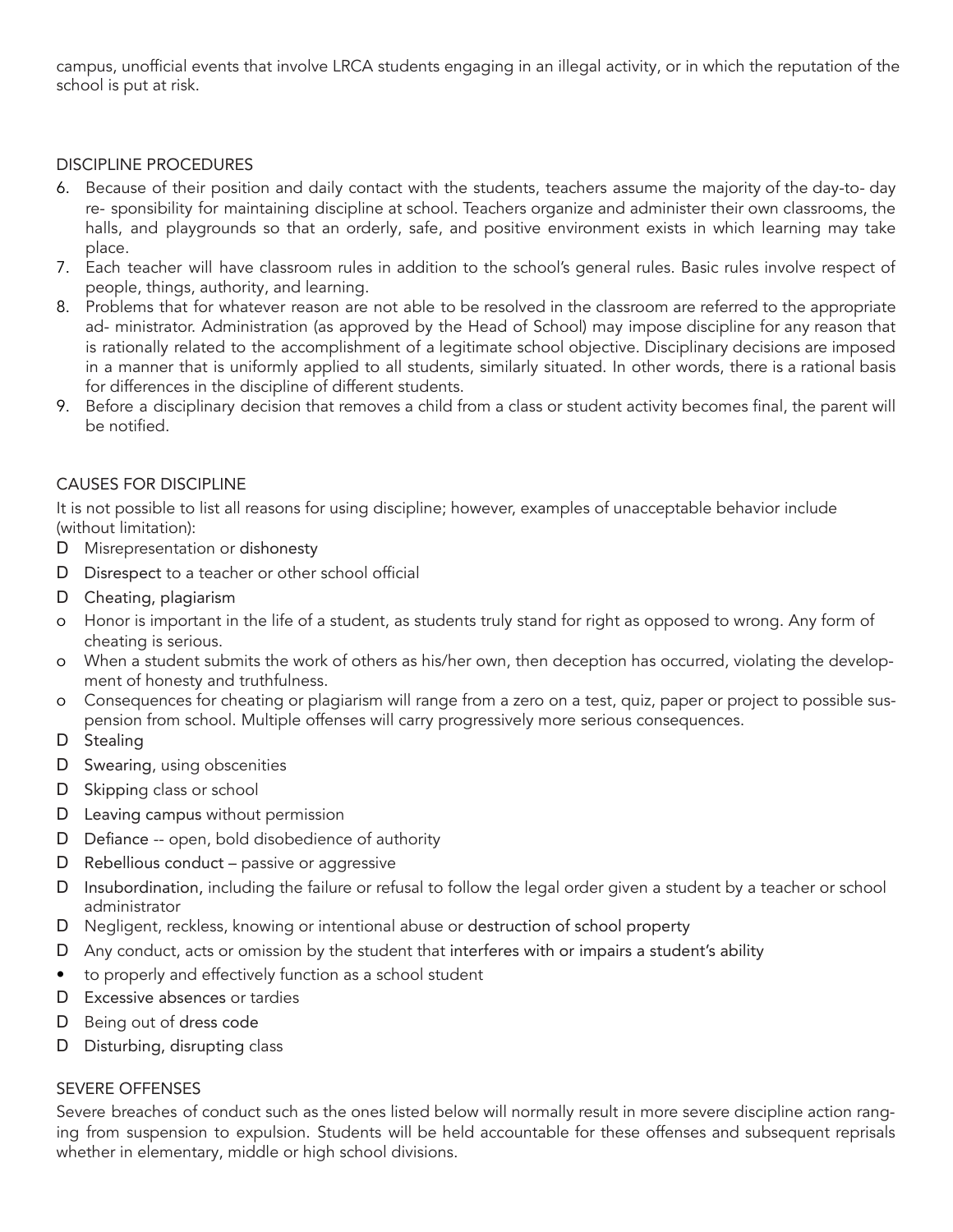campus, unofficial events that involve LRCA students engaging in an illegal activity, or in which the reputation of the school is put at risk.

## DISCIPLINE PROCEDURES

6. Because of their position and daily contact with the students, teachers assume the majority of the day-to- day re- sponsibility for maintaining discipline at school. Teachers organize and administer their own classrooms, the halls, and playgrounds so that an orderly, safe, and positive environment exists in which learning may take place.
7. Each teacher will have classroom rules in addition to the school's general rules. Basic rules involve respect of people, things, authority, and learning.
8. Problems that for whatever reason are not able to be resolved in the classroom are referred to the appropriate ad- ministrator. Administration (as approved by the Head of School) may impose discipline for any reason that is rationally related to the accomplishment of a legitimate school objective. Disciplinary decisions are imposed in a manner that is uniformly applied to all students, similarly situated. In other words, there is a rational basis for differences in the discipline of different students.
9. Before a disciplinary decision that removes a child from a class or student activity becomes final, the parent will be notified.

## CAUSES FOR DISCIPLINE

It is not possible to list all reasons for using discipline; however, examples of unacceptable behavior include (without limitation):

- Misrepresentation or dishonesty
- Disrespect to a teacher or other school official
- Cheating, plagiarism
  - Honor is important in the life of a student, as students truly stand for right as opposed to wrong. Any form of cheating is serious.
  - When a student submits the work of others as his/her own, then deception has occurred, violating the develop- ment of honesty and truthfulness.
  - Consequences for cheating or plagiarism will range from a zero on a test, quiz, paper or project to possible sus- pension from school. Multiple offenses will carry progressively more serious consequences.
- Stealing
- Swearing, using obscenities
- Skipping class or school
- Leaving campus without permission
- Defiance -- open, bold disobedience of authority
- Rebellious conduct – passive or aggressive
- Insubordination, including the failure or refusal to follow the legal order given a student by a teacher or school administrator
- Negligent, reckless, knowing or intentional abuse or destruction of school property
- Any conduct, acts or omission by the student that interferes with or impairs a student's ability
- to properly and effectively function as a school student
- Excessive absences or tardies
- Being out of dress code
- Disturbing, disrupting class

## SEVERE OFFENSES

Severe breaches of conduct such as the ones listed below will normally result in more severe discipline action rang- ing from suspension to expulsion. Students will be held accountable for these offenses and subsequent reprisals whether in elementary, middle or high school divisions.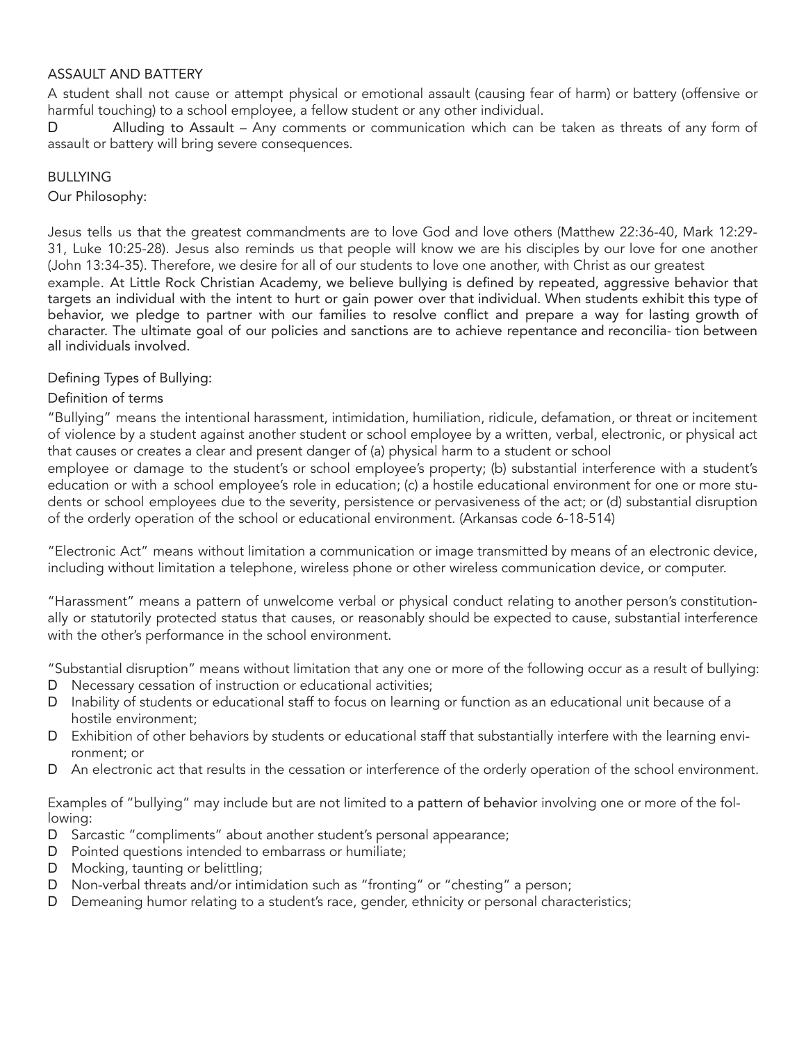## ASSAULT AND BATTERY

A student shall not cause or attempt physical or emotional assault (causing fear of harm) or battery (offensive or harmful touching) to a school employee, a fellow student or any other individual.

- Alluding to Assault – Any comments or communication which can be taken as threats of any form of assault or battery will bring severe consequences.

## BULLYING

Our Philosophy:

Jesus tells us that the greatest commandments are to love God and love others (Matthew 22:36-40, Mark 12:29-31, Luke 10:25-28). Jesus also reminds us that people will know we are his disciples by our love for one another (John 13:34-35). Therefore, we desire for all of our students to love one another, with Christ as our greatest example. At Little Rock Christian Academy, we believe bullying is defined by repeated, aggressive behavior that targets an individual with the intent to hurt or gain power over that individual. When students exhibit this type of behavior, we pledge to partner with our families to resolve conflict and prepare a way for lasting growth of character. The ultimate goal of our policies and sanctions are to achieve repentance and reconcilia- tion between all individuals involved.

Defining Types of Bullying:

Definition of terms

"Bullying" means the intentional harassment, intimidation, humiliation, ridicule, defamation, or threat or incitement of violence by a student against another student or school employee by a written, verbal, electronic, or physical act that causes or creates a clear and present danger of (a) physical harm to a student or school employee or damage to the student's or school employee's property; (b) substantial interference with a student's education or with a school employee's role in education; (c) a hostile educational environment for one or more students or school employees due to the severity, persistence or pervasiveness of the act; or (d) substantial disruption of the orderly operation of the school or educational environment. (Arkansas code 6-18-514)

"Electronic Act" means without limitation a communication or image transmitted by means of an electronic device, including without limitation a telephone, wireless phone or other wireless communication device, or computer.

"Harassment" means a pattern of unwelcome verbal or physical conduct relating to another person's constitutionally or statutorily protected status that causes, or reasonably should be expected to cause, substantial interference with the other's performance in the school environment.

"Substantial disruption" means without limitation that any one or more of the following occur as a result of bullying:

- Necessary cessation of instruction or educational activities;
- Inability of students or educational staff to focus on learning or function as an educational unit because of a hostile environment;
- Exhibition of other behaviors by students or educational staff that substantially interfere with the learning environment; or
- An electronic act that results in the cessation or interference of the orderly operation of the school environment.

Examples of "bullying" may include but are not limited to a pattern of behavior involving one or more of the following:

- Sarcastic "compliments" about another student's personal appearance;
- Pointed questions intended to embarrass or humiliate;
- Mocking, taunting or belittling;
- Non-verbal threats and/or intimidation such as "fronting" or "chesting" a person;
- Demeaning humor relating to a student's race, gender, ethnicity or personal characteristics;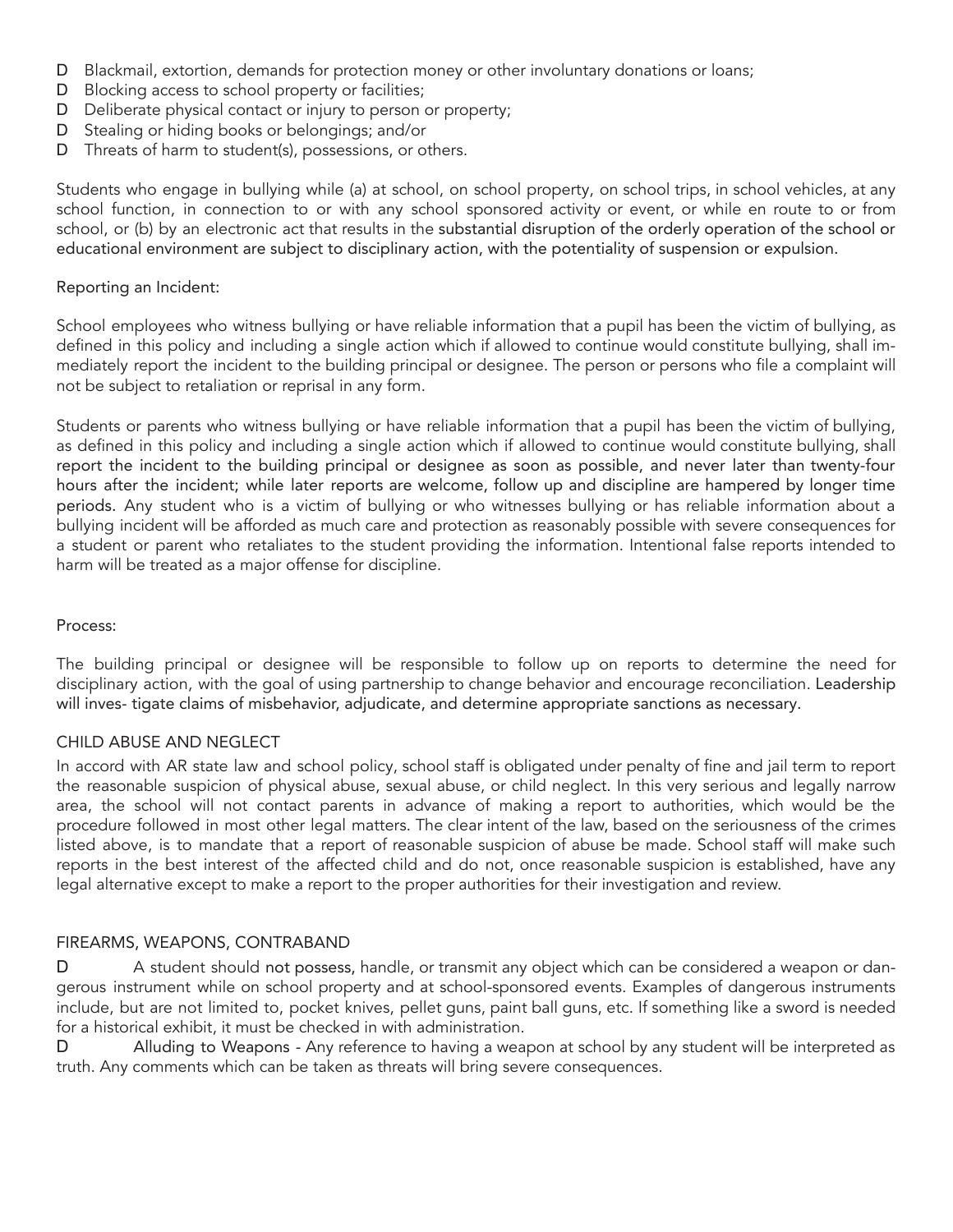- Blackmail, extortion, demands for protection money or other involuntary donations or loans;
- Blocking access to school property or facilities;
- Deliberate physical contact or injury to person or property;
- Stealing or hiding books or belongings; and/or
- Threats of harm to student(s), possessions, or others.

Students who engage in bullying while (a) at school, on school property, on school trips, in school vehicles, at any school function, in connection to or with any school sponsored activity or event, or while en route to or from school, or (b) by an electronic act that results in the substantial disruption of the orderly operation of the school or educational environment are subject to disciplinary action, with the potentiality of suspension or expulsion.

Reporting an Incident:

School employees who witness bullying or have reliable information that a pupil has been the victim of bullying, as defined in this policy and including a single action which if allowed to continue would constitute bullying, shall immediately report the incident to the building principal or designee. The person or persons who file a complaint will not be subject to retaliation or reprisal in any form.

Students or parents who witness bullying or have reliable information that a pupil has been the victim of bullying, as defined in this policy and including a single action which if allowed to continue would constitute bullying, shall report the incident to the building principal or designee as soon as possible, and never later than twenty-four hours after the incident; while later reports are welcome, follow up and discipline are hampered by longer time periods. Any student who is a victim of bullying or who witnesses bullying or has reliable information about a bullying incident will be afforded as much care and protection as reasonably possible with severe consequences for a student or parent who retaliates to the student providing the information. Intentional false reports intended to harm will be treated as a major offense for discipline.

Process:

The building principal or designee will be responsible to follow up on reports to determine the need for disciplinary action, with the goal of using partnership to change behavior and encourage reconciliation. Leadership will investigate claims of misbehavior, adjudicate, and determine appropriate sanctions as necessary.

## CHILD ABUSE AND NEGLECT

In accord with AR state law and school policy, school staff is obligated under penalty of fine and jail term to report the reasonable suspicion of physical abuse, sexual abuse, or child neglect. In this very serious and legally narrow area, the school will not contact parents in advance of making a report to authorities, which would be the procedure followed in most other legal matters. The clear intent of the law, based on the seriousness of the crimes listed above, is to mandate that a report of reasonable suspicion of abuse be made. School staff will make such reports in the best interest of the affected child and do not, once reasonable suspicion is established, have any legal alternative except to make a report to the proper authorities for their investigation and review.

## FIREARMS, WEAPONS, CONTRABAND

- A student should not possess, handle, or transmit any object which can be considered a weapon or dangerous instrument while on school property and at school-sponsored events. Examples of dangerous instruments include, but are not limited to, pocket knives, pellet guns, paint ball guns, etc. If something like a sword is needed for a historical exhibit, it must be checked in with administration.
- Alluding to Weapons - Any reference to having a weapon at school by any student will be interpreted as truth. Any comments which can be taken as threats will bring severe consequences.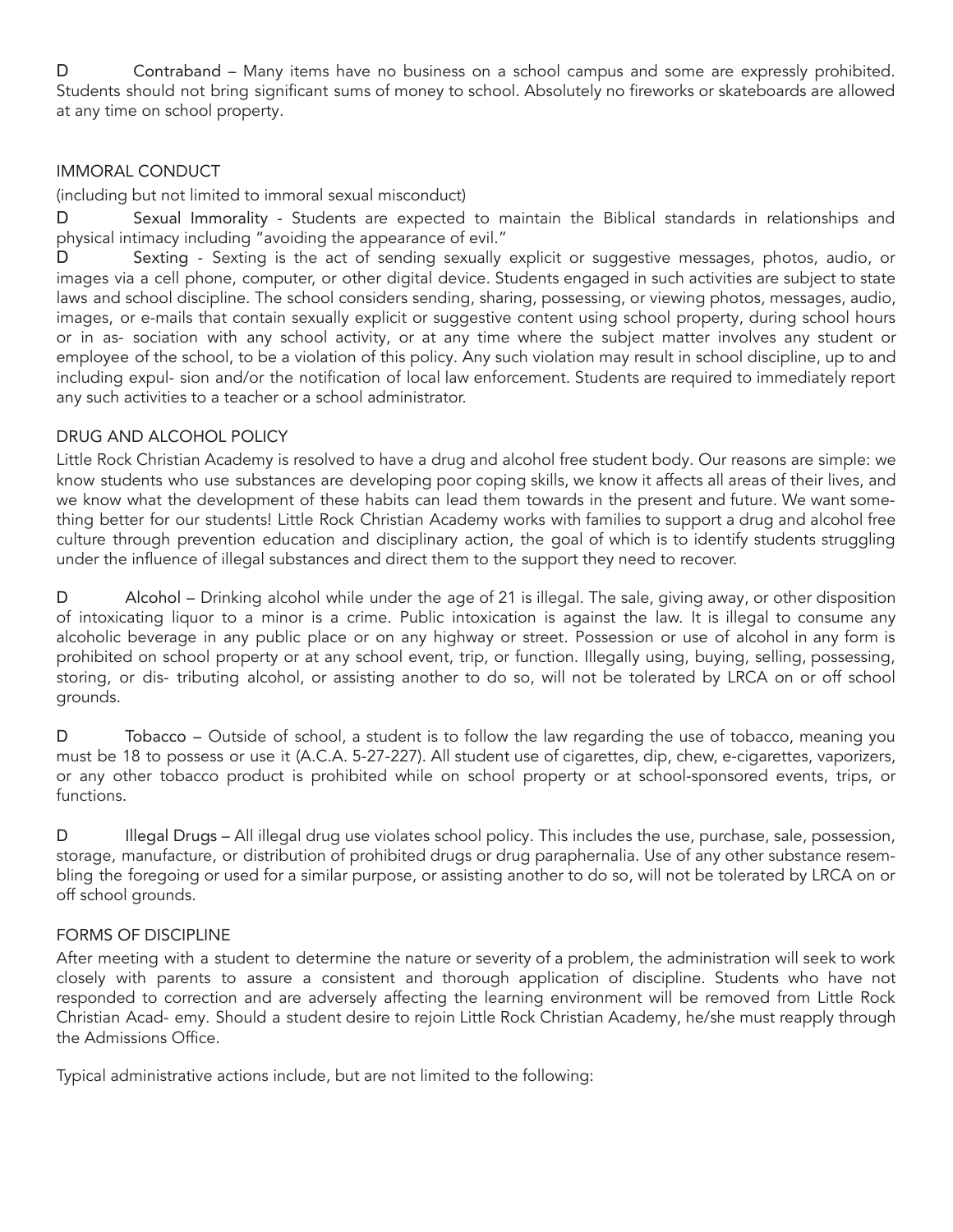D Contraband – Many items have no business on a school campus and some are expressly prohibited. Students should not bring significant sums of money to school. Absolutely no fireworks or skateboards are allowed at any time on school property.

## IMMORAL CONDUCT

(including but not limited to immoral sexual misconduct)

D Sexual Immorality - Students are expected to maintain the Biblical standards in relationships and physical intimacy including "avoiding the appearance of evil."

D Sexting - Sexting is the act of sending sexually explicit or suggestive messages, photos, audio, or images via a cell phone, computer, or other digital device. Students engaged in such activities are subject to state laws and school discipline. The school considers sending, sharing, possessing, or viewing photos, messages, audio, images, or e-mails that contain sexually explicit or suggestive content using school property, during school hours or in as- sociation with any school activity, or at any time where the subject matter involves any student or employee of the school, to be a violation of this policy. Any such violation may result in school discipline, up to and including expul- sion and/or the notification of local law enforcement. Students are required to immediately report any such activities to a teacher or a school administrator.

## DRUG AND ALCOHOL POLICY

Little Rock Christian Academy is resolved to have a drug and alcohol free student body. Our reasons are simple: we know students who use substances are developing poor coping skills, we know it affects all areas of their lives, and we know what the development of these habits can lead them towards in the present and future. We want some- thing better for our students! Little Rock Christian Academy works with families to support a drug and alcohol free culture through prevention education and disciplinary action, the goal of which is to identify students struggling under the influence of illegal substances and direct them to the support they need to recover.

D Alcohol – Drinking alcohol while under the age of 21 is illegal. The sale, giving away, or other disposition of intoxicating liquor to a minor is a crime. Public intoxication is against the law. It is illegal to consume any alcoholic beverage in any public place or on any highway or street. Possession or use of alcohol in any form is prohibited on school property or at any school event, trip, or function. Illegally using, buying, selling, possessing, storing, or dis- tributing alcohol, or assisting another to do so, will not be tolerated by LRCA on or off school grounds.

D Tobacco – Outside of school, a student is to follow the law regarding the use of tobacco, meaning you must be 18 to possess or use it (A.C.A. 5-27-227). All student use of cigarettes, dip, chew, e-cigarettes, vaporizers, or any other tobacco product is prohibited while on school property or at school-sponsored events, trips, or functions.

D Illegal Drugs – All illegal drug use violates school policy. This includes the use, purchase, sale, possession, storage, manufacture, or distribution of prohibited drugs or drug paraphernalia. Use of any other substance resem- bling the foregoing or used for a similar purpose, or assisting another to do so, will not be tolerated by LRCA on or off school grounds.

## FORMS OF DISCIPLINE

After meeting with a student to determine the nature or severity of a problem, the administration will seek to work closely with parents to assure a consistent and thorough application of discipline. Students who have not responded to correction and are adversely affecting the learning environment will be removed from Little Rock Christian Acad- emy. Should a student desire to rejoin Little Rock Christian Academy, he/she must reapply through the Admissions Office.

Typical administrative actions include, but are not limited to the following: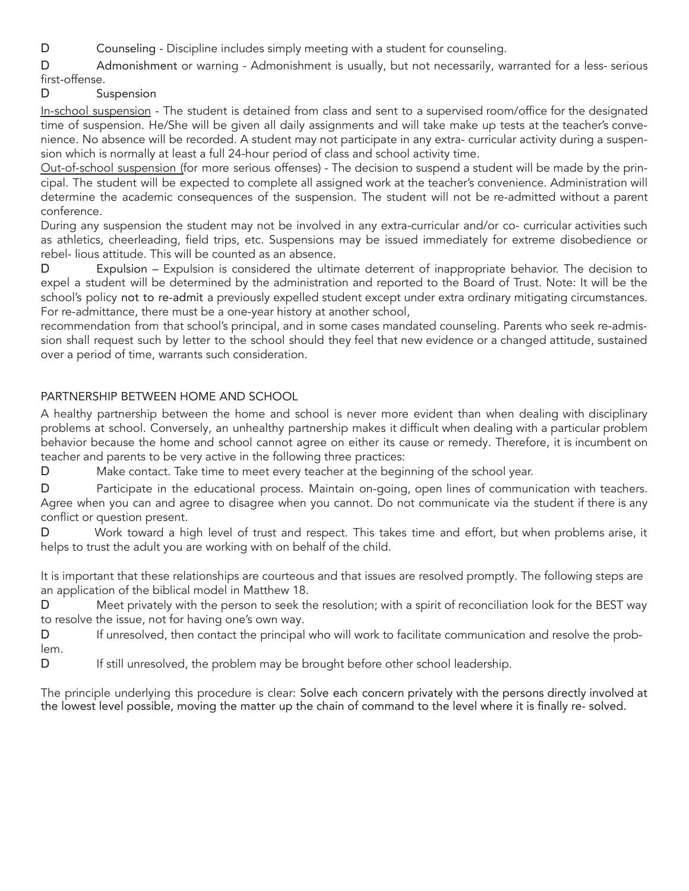- Counseling - Discipline includes simply meeting with a student for counseling.
- Admonishment or warning - Admonishment is usually, but not necessarily, warranted for a less- serious first-offense.
- Suspension

In-school suspension - The student is detained from class and sent to a supervised room/office for the designated time of suspension. He/She will be given all daily assignments and will take make up tests at the teacher's convenience. No absence will be recorded. A student may not participate in any extra- curricular activity during a suspension which is normally at least a full 24-hour period of class and school activity time.

Out-of-school suspension (for more serious offenses) - The decision to suspend a student will be made by the principal. The student will be expected to complete all assigned work at the teacher's convenience. Administration will determine the academic consequences of the suspension. The student will not be re-admitted without a parent conference.

During any suspension the student may not be involved in any extra-curricular and/or co- curricular activities such as athletics, cheerleading, field trips, etc. Suspensions may be issued immediately for extreme disobedience or rebel- lious attitude. This will be counted as an absence.

- Expulsion – Expulsion is considered the ultimate deterrent of inappropriate behavior. The decision to expel a student will be determined by the administration and reported to the Board of Trust. Note: It will be the school's policy not to re-admit a previously expelled student except under extra ordinary mitigating circumstances. For re-admittance, there must be a one-year history at another school,

recommendation from that school's principal, and in some cases mandated counseling. Parents who seek re-admission shall request such by letter to the school should they feel that new evidence or a changed attitude, sustained over a period of time, warrants such consideration.

## PARTNERSHIP BETWEEN HOME AND SCHOOL

A healthy partnership between the home and school is never more evident than when dealing with disciplinary problems at school. Conversely, an unhealthy partnership makes it difficult when dealing with a particular problem behavior because the home and school cannot agree on either its cause or remedy. Therefore, it is incumbent on teacher and parents to be very active in the following three practices:

- Make contact. Take time to meet every teacher at the beginning of the school year.
- Participate in the educational process. Maintain on-going, open lines of communication with teachers. Agree when you can and agree to disagree when you cannot. Do not communicate via the student if there is any conflict or question present.
- Work toward a high level of trust and respect. This takes time and effort, but when problems arise, it helps to trust the adult you are working with on behalf of the child.

It is important that these relationships are courteous and that issues are resolved promptly. The following steps are an application of the biblical model in Matthew 18.

- Meet privately with the person to seek the resolution; with a spirit of reconciliation look for the BEST way to resolve the issue, not for having one's own way.
- If unresolved, then contact the principal who will work to facilitate communication and resolve the problem.
- If still unresolved, the problem may be brought before other school leadership.

The principle underlying this procedure is clear: Solve each concern privately with the persons directly involved at the lowest level possible, moving the matter up the chain of command to the level where it is finally re- solved.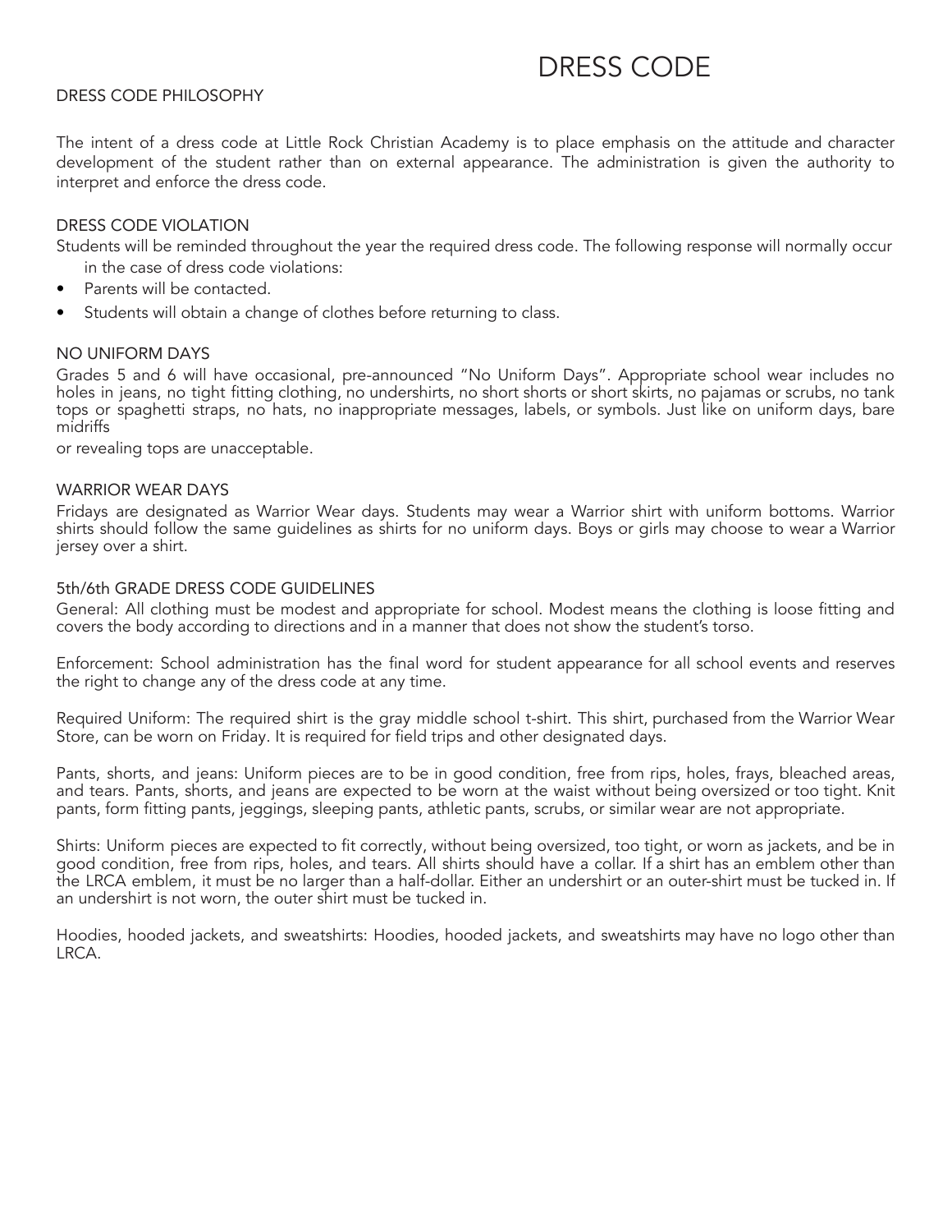# DRESS CODE

## DRESS CODE PHILOSOPHY

The intent of a dress code at Little Rock Christian Academy is to place emphasis on the attitude and character development of the student rather than on external appearance. The administration is given the authority to interpret and enforce the dress code.

## DRESS CODE VIOLATION

Students will be reminded throughout the year the required dress code. The following response will normally occur in the case of dress code violations:

- Parents will be contacted.
- Students will obtain a change of clothes before returning to class.

## NO UNIFORM DAYS

Grades 5 and 6 will have occasional, pre-announced "No Uniform Days". Appropriate school wear includes no holes in jeans, no tight fitting clothing, no undershirts, no short shorts or short skirts, no pajamas or scrubs, no tank tops or spaghetti straps, no hats, no inappropriate messages, labels, or symbols. Just like on uniform days, bare midriffs or revealing tops are unacceptable.

## WARRIOR WEAR DAYS

Fridays are designated as Warrior Wear days. Students may wear a Warrior shirt with uniform bottoms. Warrior shirts should follow the same guidelines as shirts for no uniform days. Boys or girls may choose to wear a Warrior jersey over a shirt.

## 5th/6th GRADE DRESS CODE GUIDELINES

General: All clothing must be modest and appropriate for school. Modest means the clothing is loose fitting and covers the body according to directions and in a manner that does not show the student's torso.

Enforcement: School administration has the final word for student appearance for all school events and reserves the right to change any of the dress code at any time.

Required Uniform: The required shirt is the gray middle school t-shirt. This shirt, purchased from the Warrior Wear Store, can be worn on Friday. It is required for field trips and other designated days.

Pants, shorts, and jeans: Uniform pieces are to be in good condition, free from rips, holes, frays, bleached areas, and tears. Pants, shorts, and jeans are expected to be worn at the waist without being oversized or too tight. Knit pants, form fitting pants, jeggings, sleeping pants, athletic pants, scrubs, or similar wear are not appropriate.

Shirts: Uniform pieces are expected to fit correctly, without being oversized, too tight, or worn as jackets, and be in good condition, free from rips, holes, and tears. All shirts should have a collar. If a shirt has an emblem other than the LRCA emblem, it must be no larger than a half-dollar. Either an undershirt or an outer-shirt must be tucked in. If an undershirt is not worn, the outer shirt must be tucked in.

Hoodies, hooded jackets, and sweatshirts: Hoodies, hooded jackets, and sweatshirts may have no logo other than LRCA.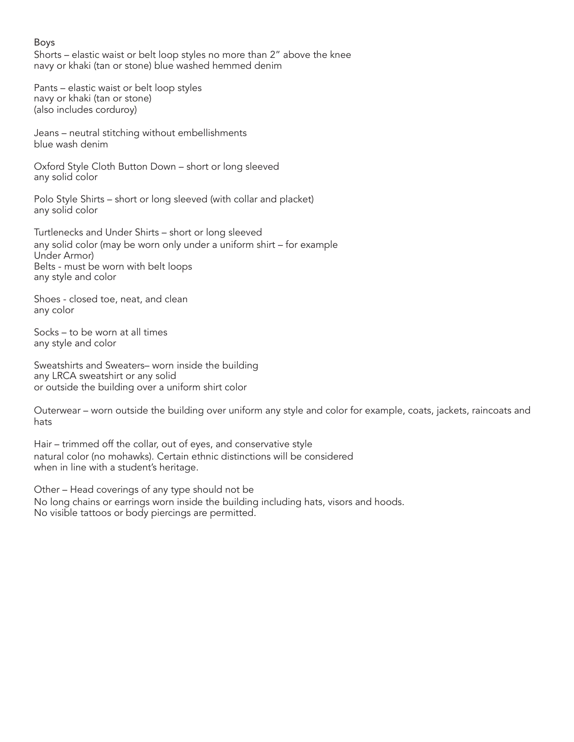Boys

Shorts – elastic waist or belt loop styles no more than 2" above the knee
navy or khaki (tan or stone) blue washed hemmed denim

Pants – elastic waist or belt loop styles
navy or khaki (tan or stone)
(also includes corduroy)

Jeans – neutral stitching without embellishments
blue wash denim

Oxford Style Cloth Button Down – short or long sleeved
any solid color

Polo Style Shirts – short or long sleeved (with collar and placket)
any solid color

Turtlenecks and Under Shirts – short or long sleeved
any solid color (may be worn only under a uniform shirt – for example
Under Armor)
Belts - must be worn with belt loops
any style and color

Shoes - closed toe, neat, and clean
any color

Socks – to be worn at all times
any style and color

Sweatshirts and Sweaters– worn inside the building
any LRCA sweatshirt or any solid
or outside the building over a uniform shirt color

Outerwear – worn outside the building over uniform any style and color for example, coats, jackets, raincoats and hats

Hair – trimmed off the collar, out of eyes, and conservative style
natural color (no mohawks). Certain ethnic distinctions will be considered
when in line with a student's heritage.

Other – Head coverings of any type should not be
No long chains or earrings worn inside the building including hats, visors and hoods.
No visible tattoos or body piercings are permitted.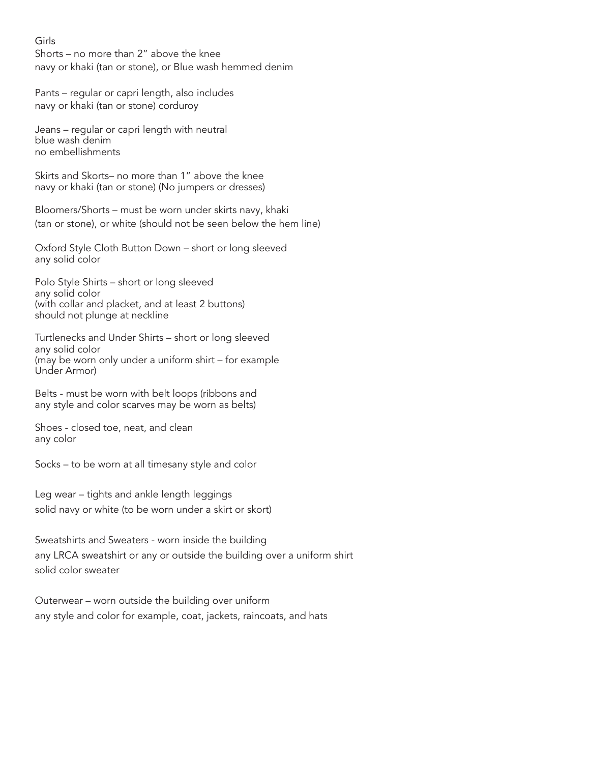Girls

Shorts – no more than 2" above the knee
navy or khaki (tan or stone), or Blue wash hemmed denim

Pants – regular or capri length, also includes
navy or khaki (tan or stone) corduroy

Jeans – regular or capri length with neutral
blue wash denim
no embellishments

Skirts and Skorts– no more than 1" above the knee
navy or khaki (tan or stone) (No jumpers or dresses)

Bloomers/Shorts – must be worn under skirts navy, khaki
(tan or stone), or white (should not be seen below the hem line)

Oxford Style Cloth Button Down – short or long sleeved
any solid color

Polo Style Shirts – short or long sleeved
any solid color
(with collar and placket, and at least 2 buttons)
should not plunge at neckline

Turtlenecks and Under Shirts – short or long sleeved
any solid color
(may be worn only under a uniform shirt – for example
Under Armor)

Belts - must be worn with belt loops (ribbons and
any style and color scarves may be worn as belts)

Shoes - closed toe, neat, and clean
any color

Socks – to be worn at all timesany style and color

Leg wear – tights and ankle length leggings
solid navy or white (to be worn under a skirt or skort)

Sweatshirts and Sweaters - worn inside the building
any LRCA sweatshirt or any or outside the building over a uniform shirt
solid color sweater

Outerwear – worn outside the building over uniform
any style and color for example, coat, jackets, raincoats, and hats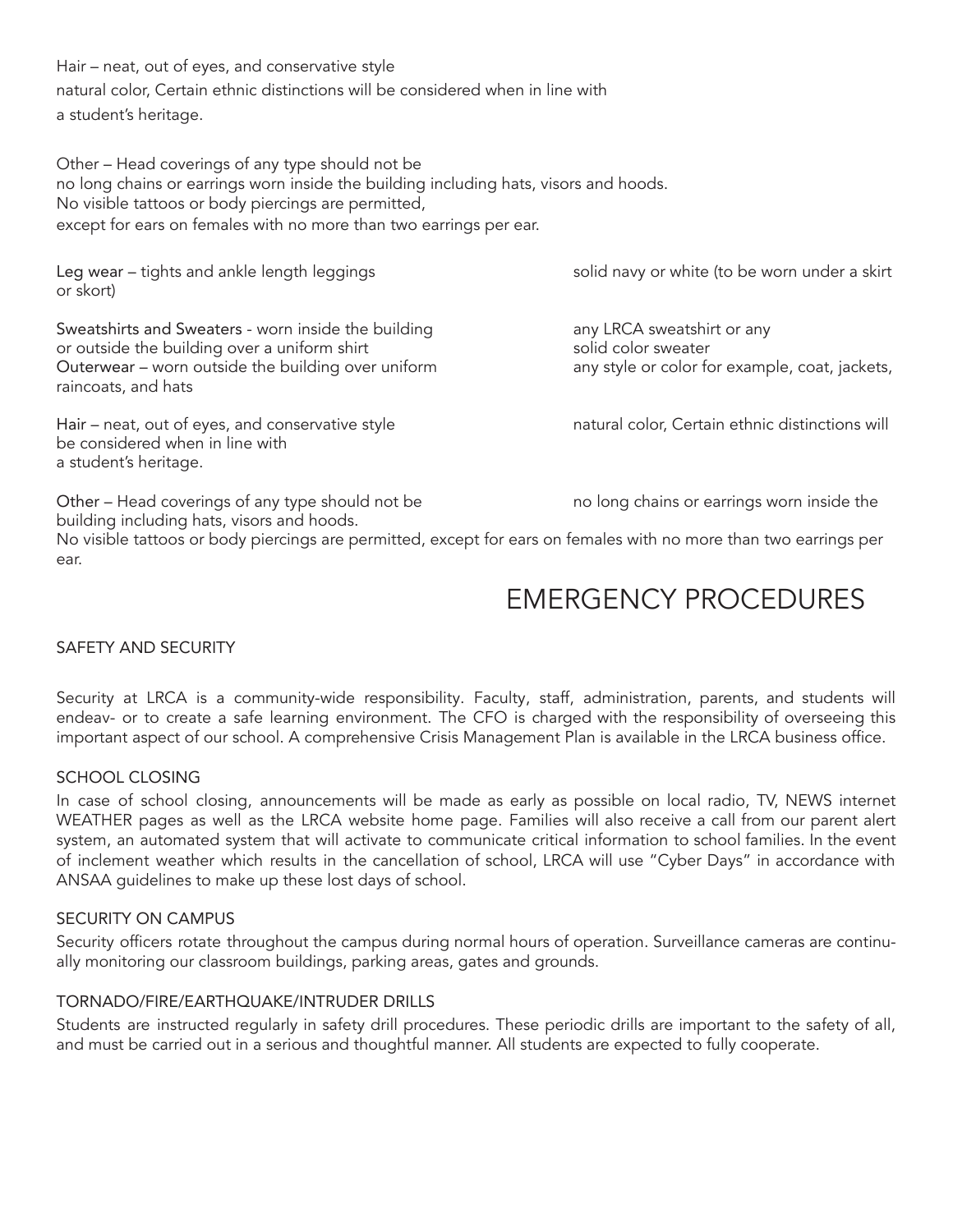Hair – neat, out of eyes, and conservative style

natural color, Certain ethnic distinctions will be considered when in line with

a student's heritage.

Other – Head coverings of any type should not be

no long chains or earrings worn inside the building including hats, visors and hoods.

No visible tattoos or body piercings are permitted,

except for ears on females with no more than two earrings per ear.

**Leg wear** – tights and ankle length leggings solid navy or white (to be worn under a skirt or skort)

**Sweatshirts and Sweaters** - worn inside the building or outside the building over a uniform shirt — any LRCA sweatshirt or any solid color sweater

**Outerwear** – worn outside the building over uniform — any style or color for example, coat, jackets, raincoats, and hats

**Hair** – neat, out of eyes, and conservative style — natural color, Certain ethnic distinctions will be considered when in line with a student's heritage.

**Other** – Head coverings of any type should not be — no long chains or earrings worn inside the building including hats, visors and hoods.

No visible tattoos or body piercings are permitted, except for ears on females with no more than two earrings per ear.

# EMERGENCY PROCEDURES

## SAFETY AND SECURITY

Security at LRCA is a community-wide responsibility. Faculty, staff, administration, parents, and students will endeav- or to create a safe learning environment. The CFO is charged with the responsibility of overseeing this important aspect of our school. A comprehensive Crisis Management Plan is available in the LRCA business office.

## SCHOOL CLOSING

In case of school closing, announcements will be made as early as possible on local radio, TV, NEWS internet WEATHER pages as well as the LRCA website home page. Families will also receive a call from our parent alert system, an automated system that will activate to communicate critical information to school families. In the event of inclement weather which results in the cancellation of school, LRCA will use "Cyber Days" in accordance with ANSAA guidelines to make up these lost days of school.

## SECURITY ON CAMPUS

Security officers rotate throughout the campus during normal hours of operation. Surveillance cameras are continu- ally monitoring our classroom buildings, parking areas, gates and grounds.

## TORNADO/FIRE/EARTHQUAKE/INTRUDER DRILLS

Students are instructed regularly in safety drill procedures. These periodic drills are important to the safety of all, and must be carried out in a serious and thoughtful manner. All students are expected to fully cooperate.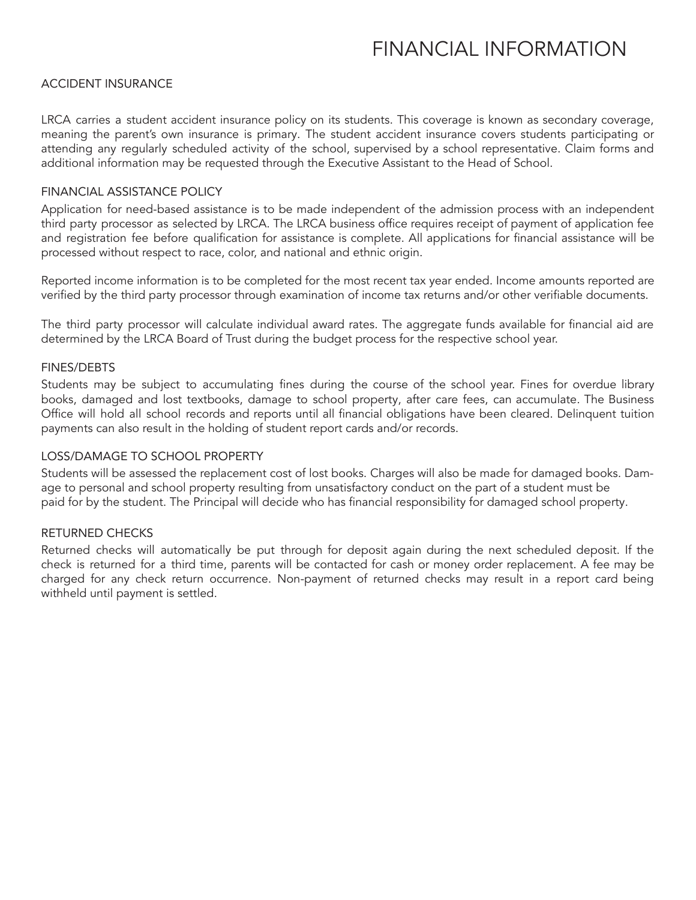# FINANCIAL INFORMATION

## ACCIDENT INSURANCE

LRCA carries a student accident insurance policy on its students. This coverage is known as secondary coverage, meaning the parent's own insurance is primary. The student accident insurance covers students participating or attending any regularly scheduled activity of the school, supervised by a school representative. Claim forms and additional information may be requested through the Executive Assistant to the Head of School.

## FINANCIAL ASSISTANCE POLICY

Application for need-based assistance is to be made independent of the admission process with an independent third party processor as selected by LRCA. The LRCA business office requires receipt of payment of application fee and registration fee before qualification for assistance is complete. All applications for financial assistance will be processed without respect to race, color, and national and ethnic origin.

Reported income information is to be completed for the most recent tax year ended. Income amounts reported are verified by the third party processor through examination of income tax returns and/or other verifiable documents.

The third party processor will calculate individual award rates. The aggregate funds available for financial aid are determined by the LRCA Board of Trust during the budget process for the respective school year.

## FINES/DEBTS

Students may be subject to accumulating fines during the course of the school year. Fines for overdue library books, damaged and lost textbooks, damage to school property, after care fees, can accumulate. The Business Office will hold all school records and reports until all financial obligations have been cleared. Delinquent tuition payments can also result in the holding of student report cards and/or records.

## LOSS/DAMAGE TO SCHOOL PROPERTY

Students will be assessed the replacement cost of lost books. Charges will also be made for damaged books. Damage to personal and school property resulting from unsatisfactory conduct on the part of a student must be paid for by the student. The Principal will decide who has financial responsibility for damaged school property.

## RETURNED CHECKS

Returned checks will automatically be put through for deposit again during the next scheduled deposit. If the check is returned for a third time, parents will be contacted for cash or money order replacement. A fee may be charged for any check return occurrence. Non-payment of returned checks may result in a report card being withheld until payment is settled.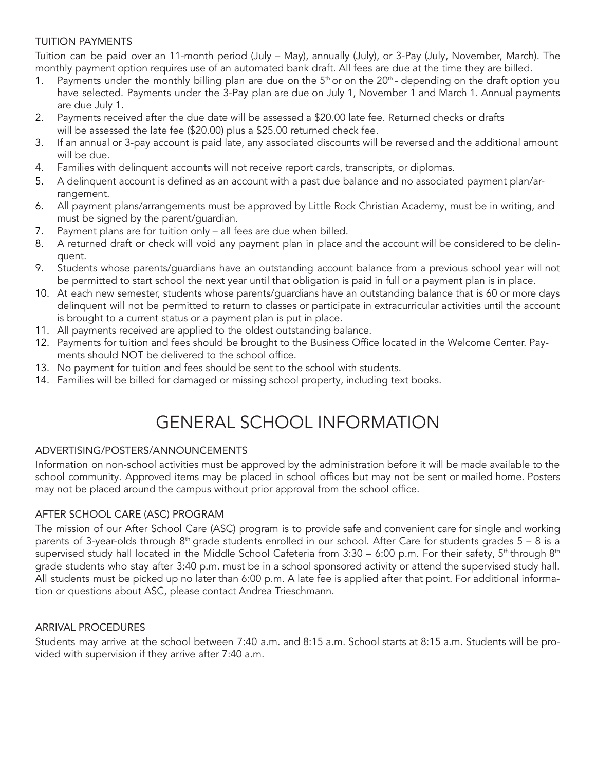### TUITION PAYMENTS

Tuition can be paid over an 11-month period (July – May), annually (July), or 3-Pay (July, November, March). The monthly payment option requires use of an automated bank draft. All fees are due at the time they are billed.

1. Payments under the monthly billing plan are due on the 5th or on the 20th - depending on the draft option you have selected. Payments under the 3-Pay plan are due on July 1, November 1 and March 1. Annual payments are due July 1.
2. Payments received after the due date will be assessed a $20.00 late fee. Returned checks or drafts will be assessed the late fee ($20.00) plus a $25.00 returned check fee.
3. If an annual or 3-pay account is paid late, any associated discounts will be reversed and the additional amount will be due.
4. Families with delinquent accounts will not receive report cards, transcripts, or diplomas.
5. A delinquent account is defined as an account with a past due balance and no associated payment plan/arrangement.
6. All payment plans/arrangements must be approved by Little Rock Christian Academy, must be in writing, and must be signed by the parent/guardian.
7. Payment plans are for tuition only – all fees are due when billed.
8. A returned draft or check will void any payment plan in place and the account will be considered to be delinquent.
9. Students whose parents/guardians have an outstanding account balance from a previous school year will not be permitted to start school the next year until that obligation is paid in full or a payment plan is in place.
10. At each new semester, students whose parents/guardians have an outstanding balance that is 60 or more days delinquent will not be permitted to return to classes or participate in extracurricular activities until the account is brought to a current status or a payment plan is put in place.
11. All payments received are applied to the oldest outstanding balance.
12. Payments for tuition and fees should be brought to the Business Office located in the Welcome Center. Payments should NOT be delivered to the school office.
13. No payment for tuition and fees should be sent to the school with students.
14. Families will be billed for damaged or missing school property, including text books.

# GENERAL SCHOOL INFORMATION

### ADVERTISING/POSTERS/ANNOUNCEMENTS

Information on non-school activities must be approved by the administration before it will be made available to the school community. Approved items may be placed in school offices but may not be sent or mailed home. Posters may not be placed around the campus without prior approval from the school office.

### AFTER SCHOOL CARE (ASC) PROGRAM

The mission of our After School Care (ASC) program is to provide safe and convenient care for single and working parents of 3-year-olds through 8th grade students enrolled in our school. After Care for students grades 5 – 8 is a supervised study hall located in the Middle School Cafeteria from 3:30 – 6:00 p.m. For their safety, 5th through 8th grade students who stay after 3:40 p.m. must be in a school sponsored activity or attend the supervised study hall. All students must be picked up no later than 6:00 p.m. A late fee is applied after that point. For additional information or questions about ASC, please contact Andrea Trieschmann.

### ARRIVAL PROCEDURES

Students may arrive at the school between 7:40 a.m. and 8:15 a.m. School starts at 8:15 a.m. Students will be provided with supervision if they arrive after 7:40 a.m.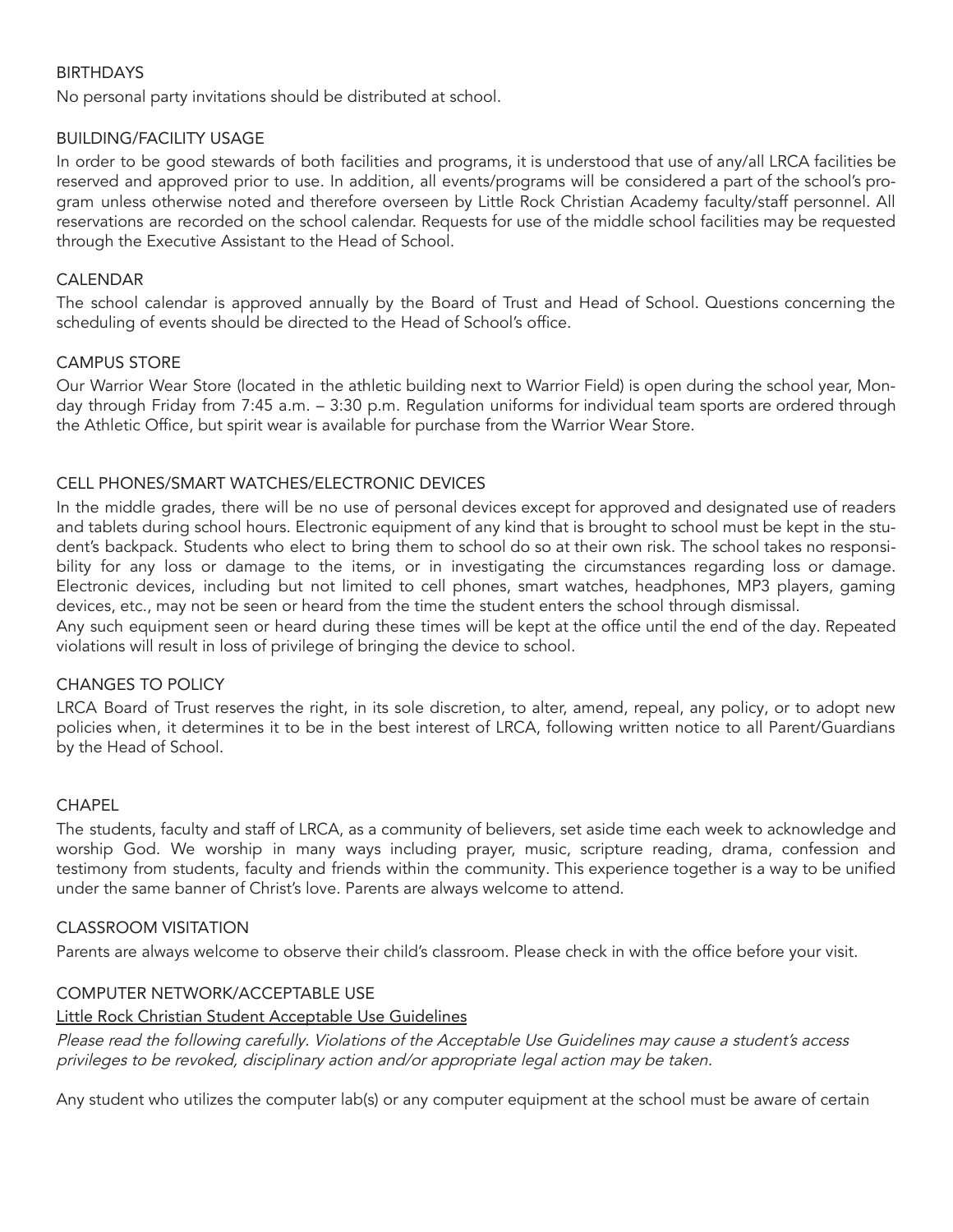## BIRTHDAYS

No personal party invitations should be distributed at school.

## BUILDING/FACILITY USAGE

In order to be good stewards of both facilities and programs, it is understood that use of any/all LRCA facilities be reserved and approved prior to use. In addition, all events/programs will be considered a part of the school's program unless otherwise noted and therefore overseen by Little Rock Christian Academy faculty/staff personnel. All reservations are recorded on the school calendar. Requests for use of the middle school facilities may be requested through the Executive Assistant to the Head of School.

## CALENDAR

The school calendar is approved annually by the Board of Trust and Head of School. Questions concerning the scheduling of events should be directed to the Head of School's office.

## CAMPUS STORE

Our Warrior Wear Store (located in the athletic building next to Warrior Field) is open during the school year, Monday through Friday from 7:45 a.m. – 3:30 p.m. Regulation uniforms for individual team sports are ordered through the Athletic Office, but spirit wear is available for purchase from the Warrior Wear Store.

## CELL PHONES/SMART WATCHES/ELECTRONIC DEVICES

In the middle grades, there will be no use of personal devices except for approved and designated use of readers and tablets during school hours. Electronic equipment of any kind that is brought to school must be kept in the student's backpack. Students who elect to bring them to school do so at their own risk. The school takes no responsibility for any loss or damage to the items, or in investigating the circumstances regarding loss or damage. Electronic devices, including but not limited to cell phones, smart watches, headphones, MP3 players, gaming devices, etc., may not be seen or heard from the time the student enters the school through dismissal.

Any such equipment seen or heard during these times will be kept at the office until the end of the day. Repeated violations will result in loss of privilege of bringing the device to school.

## CHANGES TO POLICY

LRCA Board of Trust reserves the right, in its sole discretion, to alter, amend, repeal, any policy, or to adopt new policies when, it determines it to be in the best interest of LRCA, following written notice to all Parent/Guardians by the Head of School.

## CHAPEL

The students, faculty and staff of LRCA, as a community of believers, set aside time each week to acknowledge and worship God. We worship in many ways including prayer, music, scripture reading, drama, confession and testimony from students, faculty and friends within the community. This experience together is a way to be unified under the same banner of Christ's love. Parents are always welcome to attend.

## CLASSROOM VISITATION

Parents are always welcome to observe their child's classroom. Please check in with the office before your visit.

## COMPUTER NETWORK/ACCEPTABLE USE

Little Rock Christian Student Acceptable Use Guidelines

*Please read the following carefully. Violations of the Acceptable Use Guidelines may cause a student's access privileges to be revoked, disciplinary action and/or appropriate legal action may be taken.*

Any student who utilizes the computer lab(s) or any computer equipment at the school must be aware of certain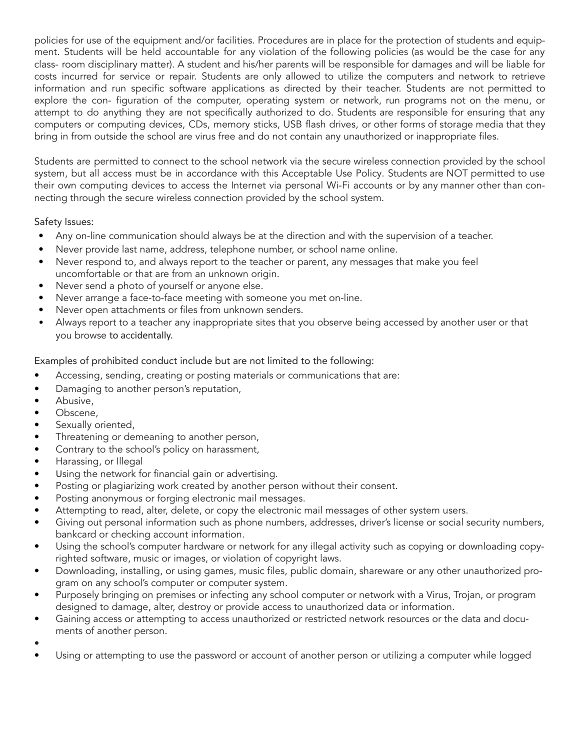policies for use of the equipment and/or facilities. Procedures are in place for the protection of students and equipment. Students will be held accountable for any violation of the following policies (as would be the case for any class- room disciplinary matter). A student and his/her parents will be responsible for damages and will be liable for costs incurred for service or repair. Students are only allowed to utilize the computers and network to retrieve information and run specific software applications as directed by their teacher. Students are not permitted to explore the con- figuration of the computer, operating system or network, run programs not on the menu, or attempt to do anything they are not specifically authorized to do. Students are responsible for ensuring that any computers or computing devices, CDs, memory sticks, USB flash drives, or other forms of storage media that they bring in from outside the school are virus free and do not contain any unauthorized or inappropriate files.

Students are permitted to connect to the school network via the secure wireless connection provided by the school system, but all access must be in accordance with this Acceptable Use Policy. Students are NOT permitted to use their own computing devices to access the Internet via personal Wi-Fi accounts or by any manner other than connecting through the secure wireless connection provided by the school system.

Safety Issues:

- Any on-line communication should always be at the direction and with the supervision of a teacher.
- Never provide last name, address, telephone number, or school name online.
- Never respond to, and always report to the teacher or parent, any messages that make you feel uncomfortable or that are from an unknown origin.
- Never send a photo of yourself or anyone else.
- Never arrange a face-to-face meeting with someone you met on-line.
- Never open attachments or files from unknown senders.
- Always report to a teacher any inappropriate sites that you observe being accessed by another user or that you browse to accidentally.

Examples of prohibited conduct include but are not limited to the following:

- Accessing, sending, creating or posting materials or communications that are:
- Damaging to another person's reputation,
- Abusive,
- Obscene,
- Sexually oriented,
- Threatening or demeaning to another person,
- Contrary to the school's policy on harassment,
- Harassing, or Illegal
- Using the network for financial gain or advertising.
- Posting or plagiarizing work created by another person without their consent.
- Posting anonymous or forging electronic mail messages.
- Attempting to read, alter, delete, or copy the electronic mail messages of other system users.
- Giving out personal information such as phone numbers, addresses, driver's license or social security numbers, bankcard or checking account information.
- Using the school's computer hardware or network for any illegal activity such as copying or downloading copyrighted software, music or images, or violation of copyright laws.
- Downloading, installing, or using games, music files, public domain, shareware or any other unauthorized program on any school's computer or computer system.
- Purposely bringing on premises or infecting any school computer or network with a Virus, Trojan, or program designed to damage, alter, destroy or provide access to unauthorized data or information.
- Gaining access or attempting to access unauthorized or restricted network resources or the data and documents of another person.
- 
- Using or attempting to use the password or account of another person or utilizing a computer while logged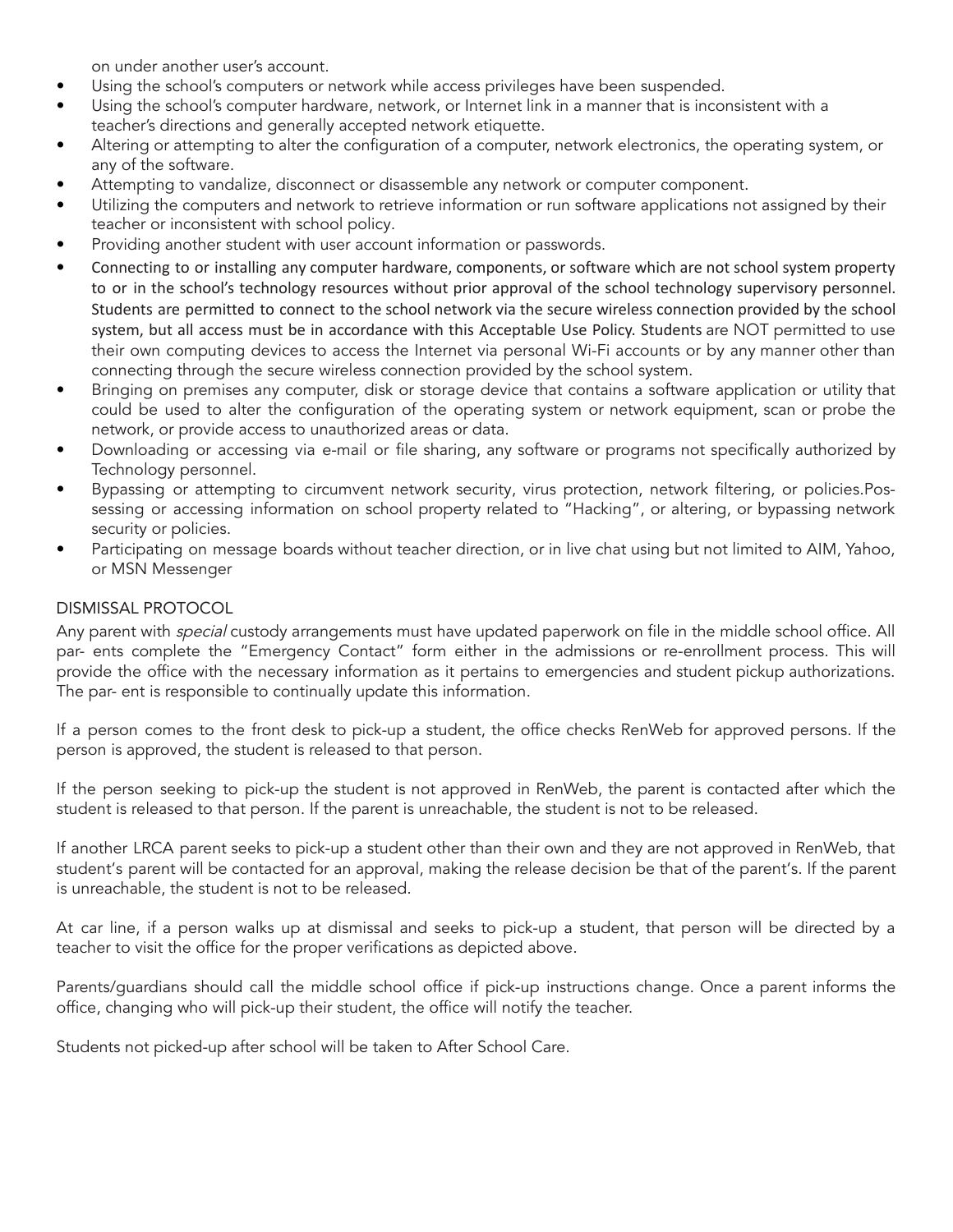on under another user's account.

- Using the school's computers or network while access privileges have been suspended.
- Using the school's computer hardware, network, or Internet link in a manner that is inconsistent with a teacher's directions and generally accepted network etiquette.
- Altering or attempting to alter the configuration of a computer, network electronics, the operating system, or any of the software.
- Attempting to vandalize, disconnect or disassemble any network or computer component.
- Utilizing the computers and network to retrieve information or run software applications not assigned by their teacher or inconsistent with school policy.
- Providing another student with user account information or passwords.
- Connecting to or installing any computer hardware, components, or software which are not school system property to or in the school's technology resources without prior approval of the school technology supervisory personnel. Students are permitted to connect to the school network via the secure wireless connection provided by the school system, but all access must be in accordance with this Acceptable Use Policy. Students are NOT permitted to use their own computing devices to access the Internet via personal Wi-Fi accounts or by any manner other than connecting through the secure wireless connection provided by the school system.
- Bringing on premises any computer, disk or storage device that contains a software application or utility that could be used to alter the configuration of the operating system or network equipment, scan or probe the network, or provide access to unauthorized areas or data.
- Downloading or accessing via e-mail or file sharing, any software or programs not specifically authorized by Technology personnel.
- Bypassing or attempting to circumvent network security, virus protection, network filtering, or policies.Possessing or accessing information on school property related to "Hacking", or altering, or bypassing network security or policies.
- Participating on message boards without teacher direction, or in live chat using but not limited to AIM, Yahoo, or MSN Messenger

DISMISSAL PROTOCOL

Any parent with *special* custody arrangements must have updated paperwork on file in the middle school office. All par- ents complete the "Emergency Contact" form either in the admissions or re-enrollment process. This will provide the office with the necessary information as it pertains to emergencies and student pickup authorizations. The par- ent is responsible to continually update this information.

If a person comes to the front desk to pick-up a student, the office checks RenWeb for approved persons. If the person is approved, the student is released to that person.

If the person seeking to pick-up the student is not approved in RenWeb, the parent is contacted after which the student is released to that person. If the parent is unreachable, the student is not to be released.

If another LRCA parent seeks to pick-up a student other than their own and they are not approved in RenWeb, that student's parent will be contacted for an approval, making the release decision be that of the parent's. If the parent is unreachable, the student is not to be released.

At car line, if a person walks up at dismissal and seeks to pick-up a student, that person will be directed by a teacher to visit the office for the proper verifications as depicted above.

Parents/guardians should call the middle school office if pick-up instructions change. Once a parent informs the office, changing who will pick-up their student, the office will notify the teacher.

Students not picked-up after school will be taken to After School Care.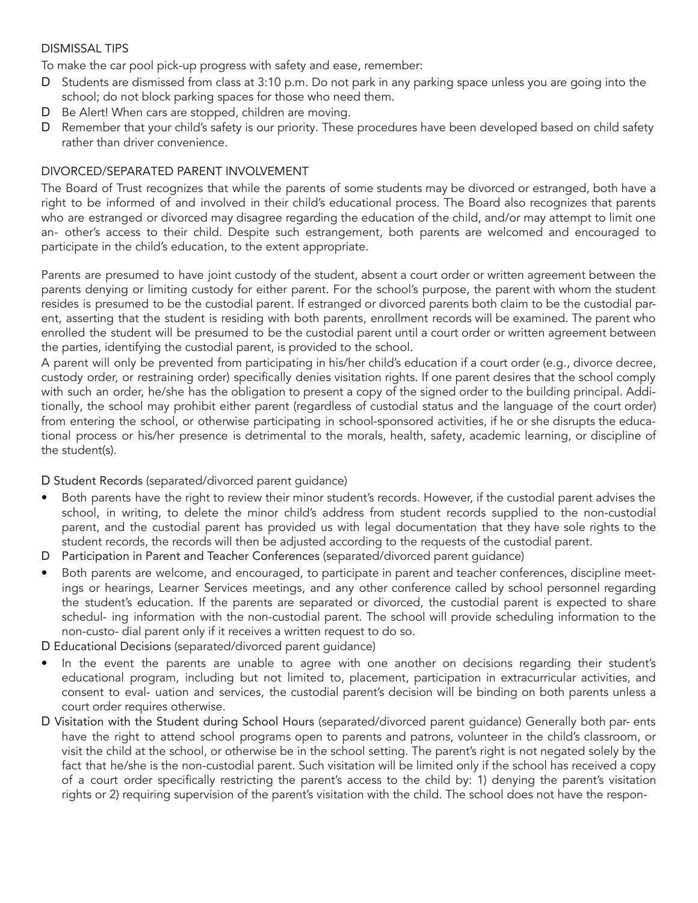## DISMISSAL TIPS

To make the car pool pick-up progress with safety and ease, remember:

- D Students are dismissed from class at 3:10 p.m. Do not park in any parking space unless you are going into the school; do not block parking spaces for those who need them.
- D Be Alert! When cars are stopped, children are moving.
- D Remember that your child's safety is our priority. These procedures have been developed based on child safety rather than driver convenience.

## DIVORCED/SEPARATED PARENT INVOLVEMENT

The Board of Trust recognizes that while the parents of some students may be divorced or estranged, both have a right to be informed of and involved in their child's educational process. The Board also recognizes that parents who are estranged or divorced may disagree regarding the education of the child, and/or may attempt to limit one an- other's access to their child. Despite such estrangement, both parents are welcomed and encouraged to participate in the child's education, to the extent appropriate.

Parents are presumed to have joint custody of the student, absent a court order or written agreement between the parents denying or limiting custody for either parent. For the school's purpose, the parent with whom the student resides is presumed to be the custodial parent. If estranged or divorced parents both claim to be the custodial parent, asserting that the student is residing with both parents, enrollment records will be examined. The parent who enrolled the student will be presumed to be the custodial parent until a court order or written agreement between the parties, identifying the custodial parent, is provided to the school.

A parent will only be prevented from participating in his/her child's education if a court order (e.g., divorce decree, custody order, or restraining order) specifically denies visitation rights. If one parent desires that the school comply with such an order, he/she has the obligation to present a copy of the signed order to the building principal. Additionally, the school may prohibit either parent (regardless of custodial status and the language of the court order) from entering the school, or otherwise participating in school-sponsored activities, if he or she disrupts the educational process or his/her presence is detrimental to the morals, health, safety, academic learning, or discipline of the student(s).

D Student Records (separated/divorced parent guidance)

- Both parents have the right to review their minor student's records. However, if the custodial parent advises the school, in writing, to delete the minor child's address from student records supplied to the non-custodial parent, and the custodial parent has provided us with legal documentation that they have sole rights to the student records, the records will then be adjusted according to the requests of the custodial parent.

D Participation in Parent and Teacher Conferences (separated/divorced parent guidance)

- Both parents are welcome, and encouraged, to participate in parent and teacher conferences, discipline meetings or hearings, Learner Services meetings, and any other conference called by school personnel regarding the student's education. If the parents are separated or divorced, the custodial parent is expected to share schedul- ing information with the non-custodial parent. The school will provide scheduling information to the non-custo- dial parent only if it receives a written request to do so.

D Educational Decisions (separated/divorced parent guidance)

- In the event the parents are unable to agree with one another on decisions regarding their student's educational program, including but not limited to, placement, participation in extracurricular activities, and consent to eval- uation and services, the custodial parent's decision will be binding on both parents unless a court order requires otherwise.

D Visitation with the Student during School Hours (separated/divorced parent guidance) Generally both par- ents have the right to attend school programs open to parents and patrons, volunteer in the child's classroom, or visit the child at the school, or otherwise be in the school setting. The parent's right is not negated solely by the fact that he/she is the non-custodial parent. Such visitation will be limited only if the school has received a copy of a court order specifically restricting the parent's access to the child by: 1) denying the parent's visitation rights or 2) requiring supervision of the parent's visitation with the child. The school does not have the respon-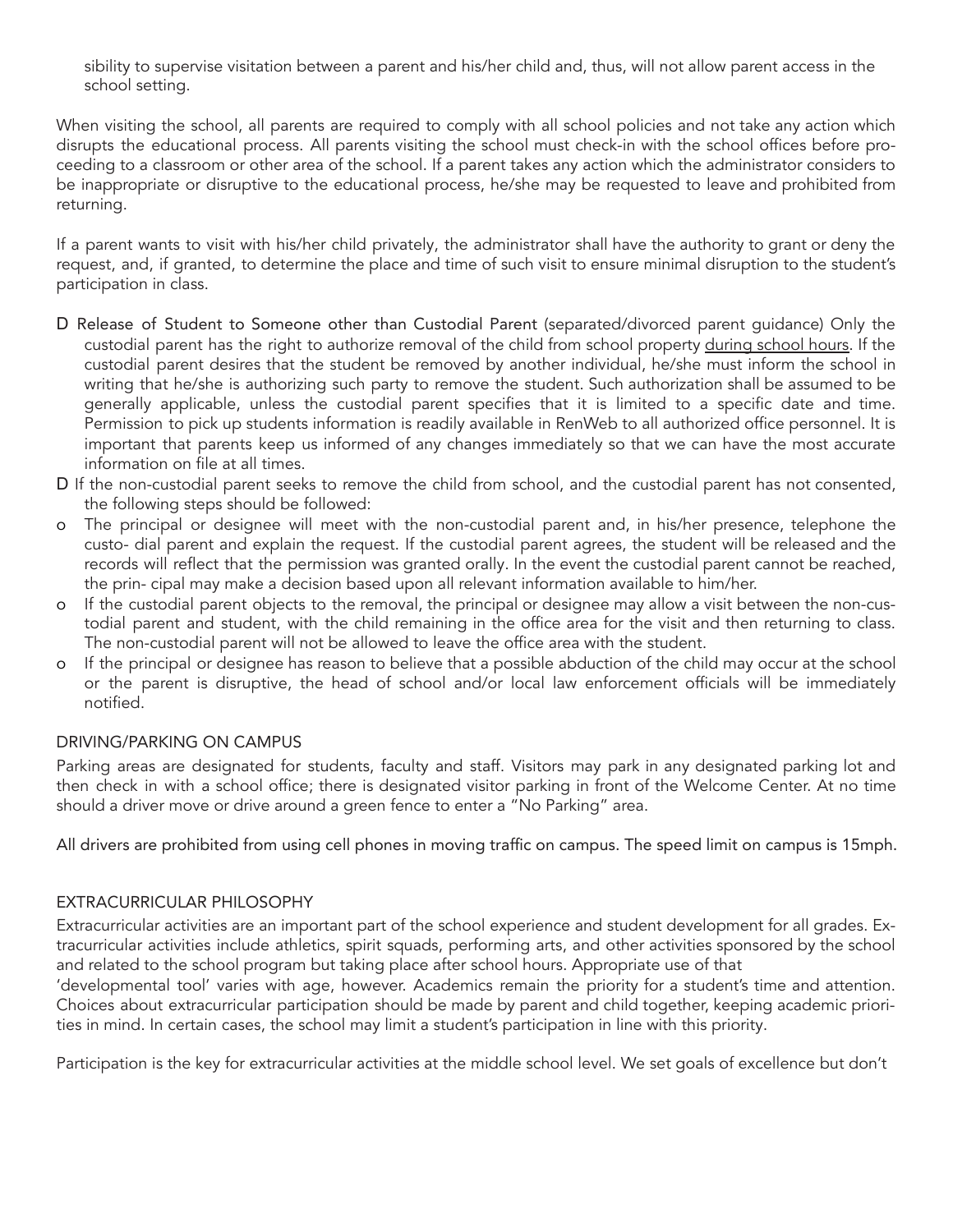sibility to supervise visitation between a parent and his/her child and, thus, will not allow parent access in the school setting.

When visiting the school, all parents are required to comply with all school policies and not take any action which disrupts the educational process. All parents visiting the school must check-in with the school offices before proceeding to a classroom or other area of the school. If a parent takes any action which the administrator considers to be inappropriate or disruptive to the educational process, he/she may be requested to leave and prohibited from returning.

If a parent wants to visit with his/her child privately, the administrator shall have the authority to grant or deny the request, and, if granted, to determine the place and time of such visit to ensure minimal disruption to the student's participation in class.

- D Release of Student to Someone other than Custodial Parent (separated/divorced parent guidance) Only the custodial parent has the right to authorize removal of the child from school property <u>during school hours</u>. If the custodial parent desires that the student be removed by another individual, he/she must inform the school in writing that he/she is authorizing such party to remove the student. Such authorization shall be assumed to be generally applicable, unless the custodial parent specifies that it is limited to a specific date and time. Permission to pick up students information is readily available in RenWeb to all authorized office personnel. It is important that parents keep us informed of any changes immediately so that we can have the most accurate information on file at all times.
- D If the non-custodial parent seeks to remove the child from school, and the custodial parent has not consented, the following steps should be followed:
- o The principal or designee will meet with the non-custodial parent and, in his/her presence, telephone the custo- dial parent and explain the request. If the custodial parent agrees, the student will be released and the records will reflect that the permission was granted orally. In the event the custodial parent cannot be reached, the prin- cipal may make a decision based upon all relevant information available to him/her.
- o If the custodial parent objects to the removal, the principal or designee may allow a visit between the non-custodial parent and student, with the child remaining in the office area for the visit and then returning to class. The non-custodial parent will not be allowed to leave the office area with the student.
- o If the principal or designee has reason to believe that a possible abduction of the child may occur at the school or the parent is disruptive, the head of school and/or local law enforcement officials will be immediately notified.

## DRIVING/PARKING ON CAMPUS

Parking areas are designated for students, faculty and staff. Visitors may park in any designated parking lot and then check in with a school office; there is designated visitor parking in front of the Welcome Center. At no time should a driver move or drive around a green fence to enter a "No Parking" area.

All drivers are prohibited from using cell phones in moving traffic on campus. The speed limit on campus is 15mph.

## EXTRACURRICULAR PHILOSOPHY

Extracurricular activities are an important part of the school experience and student development for all grades. Extracurricular activities include athletics, spirit squads, performing arts, and other activities sponsored by the school and related to the school program but taking place after school hours. Appropriate use of that 'developmental tool' varies with age, however. Academics remain the priority for a student's time and attention. Choices about extracurricular participation should be made by parent and child together, keeping academic priorities in mind. In certain cases, the school may limit a student's participation in line with this priority.

Participation is the key for extracurricular activities at the middle school level. We set goals of excellence but don't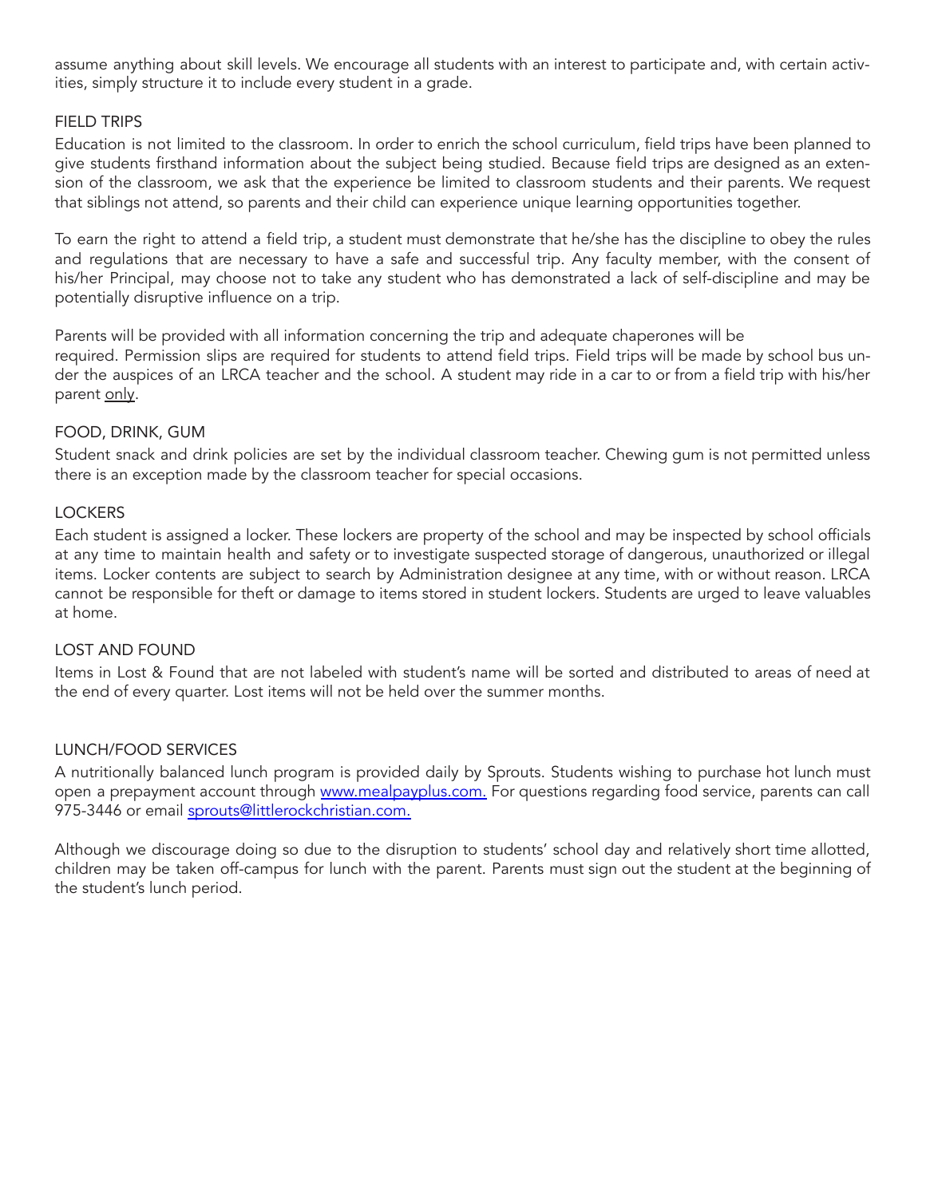assume anything about skill levels. We encourage all students with an interest to participate and, with certain activities, simply structure it to include every student in a grade.

## FIELD TRIPS

Education is not limited to the classroom. In order to enrich the school curriculum, field trips have been planned to give students firsthand information about the subject being studied. Because field trips are designed as an extension of the classroom, we ask that the experience be limited to classroom students and their parents. We request that siblings not attend, so parents and their child can experience unique learning opportunities together.

To earn the right to attend a field trip, a student must demonstrate that he/she has the discipline to obey the rules and regulations that are necessary to have a safe and successful trip. Any faculty member, with the consent of his/her Principal, may choose not to take any student who has demonstrated a lack of self-discipline and may be potentially disruptive influence on a trip.

Parents will be provided with all information concerning the trip and adequate chaperones will be required. Permission slips are required for students to attend field trips. Field trips will be made by school bus under the auspices of an LRCA teacher and the school. A student may ride in a car to or from a field trip with his/her parent <u>only</u>.

## FOOD, DRINK, GUM

Student snack and drink policies are set by the individual classroom teacher. Chewing gum is not permitted unless there is an exception made by the classroom teacher for special occasions.

## LOCKERS

Each student is assigned a locker. These lockers are property of the school and may be inspected by school officials at any time to maintain health and safety or to investigate suspected storage of dangerous, unauthorized or illegal items. Locker contents are subject to search by Administration designee at any time, with or without reason. LRCA cannot be responsible for theft or damage to items stored in student lockers. Students are urged to leave valuables at home.

## LOST AND FOUND

Items in Lost & Found that are not labeled with student's name will be sorted and distributed to areas of need at the end of every quarter. Lost items will not be held over the summer months.

## LUNCH/FOOD SERVICES

A nutritionally balanced lunch program is provided daily by Sprouts. Students wishing to purchase hot lunch must open a prepayment account through [www.mealpayplus.com.](www.mealpayplus.com) For questions regarding food service, parents can call 975-3446 or email [sprouts@littlerockchristian.com.](mailto:sprouts@littlerockchristian.com)

Although we discourage doing so due to the disruption to students' school day and relatively short time allotted, children may be taken off-campus for lunch with the parent. Parents must sign out the student at the beginning of the student's lunch period.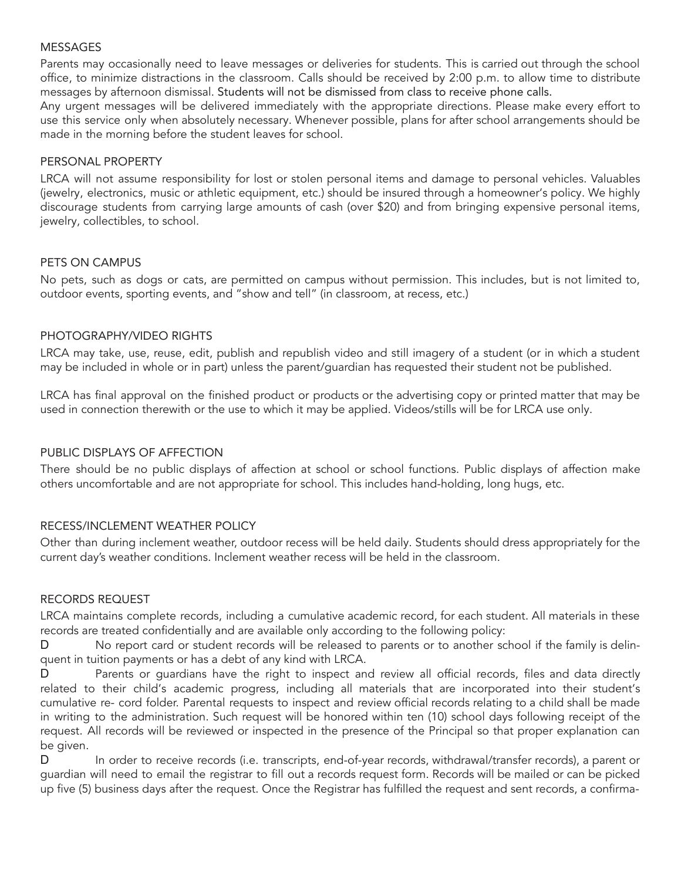## MESSAGES

Parents may occasionally need to leave messages or deliveries for students. This is carried out through the school office, to minimize distractions in the classroom. Calls should be received by 2:00 p.m. to allow time to distribute messages by afternoon dismissal. Students will not be dismissed from class to receive phone calls.

Any urgent messages will be delivered immediately with the appropriate directions. Please make every effort to use this service only when absolutely necessary. Whenever possible, plans for after school arrangements should be made in the morning before the student leaves for school.

## PERSONAL PROPERTY

LRCA will not assume responsibility for lost or stolen personal items and damage to personal vehicles. Valuables (jewelry, electronics, music or athletic equipment, etc.) should be insured through a homeowner's policy. We highly discourage students from carrying large amounts of cash (over $20) and from bringing expensive personal items, jewelry, collectibles, to school.

## PETS ON CAMPUS

No pets, such as dogs or cats, are permitted on campus without permission. This includes, but is not limited to, outdoor events, sporting events, and "show and tell" (in classroom, at recess, etc.)

## PHOTOGRAPHY/VIDEO RIGHTS

LRCA may take, use, reuse, edit, publish and republish video and still imagery of a student (or in which a student may be included in whole or in part) unless the parent/guardian has requested their student not be published.

LRCA has final approval on the finished product or products or the advertising copy or printed matter that may be used in connection therewith or the use to which it may be applied. Videos/stills will be for LRCA use only.

## PUBLIC DISPLAYS OF AFFECTION

There should be no public displays of affection at school or school functions. Public displays of affection make others uncomfortable and are not appropriate for school. This includes hand-holding, long hugs, etc.

## RECESS/INCLEMENT WEATHER POLICY

Other than during inclement weather, outdoor recess will be held daily. Students should dress appropriately for the current day's weather conditions. Inclement weather recess will be held in the classroom.

## RECORDS REQUEST

LRCA maintains complete records, including a cumulative academic record, for each student. All materials in these records are treated confidentially and are available only according to the following policy:

- No report card or student records will be released to parents or to another school if the family is delinquent in tuition payments or has a debt of any kind with LRCA.
- Parents or guardians have the right to inspect and review all official records, files and data directly related to their child's academic progress, including all materials that are incorporated into their student's cumulative re- cord folder. Parental requests to inspect and review official records relating to a child shall be made in writing to the administration. Such request will be honored within ten (10) school days following receipt of the request. All records will be reviewed or inspected in the presence of the Principal so that proper explanation can be given.
- In order to receive records (i.e. transcripts, end-of-year records, withdrawal/transfer records), a parent or guardian will need to email the registrar to fill out a records request form. Records will be mailed or can be picked up five (5) business days after the request. Once the Registrar has fulfilled the request and sent records, a confirma-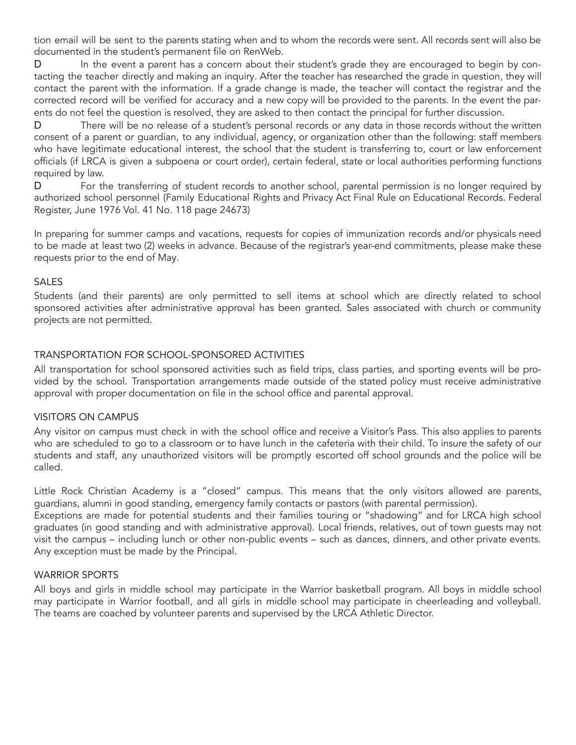tion email will be sent to the parents stating when and to whom the records were sent. All records sent will also be documented in the student's permanent file on RenWeb.

D In the event a parent has a concern about their student's grade they are encouraged to begin by contacting the teacher directly and making an inquiry. After the teacher has researched the grade in question, they will contact the parent with the information. If a grade change is made, the teacher will contact the registrar and the corrected record will be verified for accuracy and a new copy will be provided to the parents. In the event the parents do not feel the question is resolved, they are asked to then contact the principal for further discussion.

D There will be no release of a student's personal records or any data in those records without the written consent of a parent or guardian, to any individual, agency, or organization other than the following: staff members who have legitimate educational interest, the school that the student is transferring to, court or law enforcement officials (if LRCA is given a subpoena or court order), certain federal, state or local authorities performing functions required by law.

D For the transferring of student records to another school, parental permission is no longer required by authorized school personnel (Family Educational Rights and Privacy Act Final Rule on Educational Records. Federal Register, June 1976 Vol. 41 No. 118 page 24673)

In preparing for summer camps and vacations, requests for copies of immunization records and/or physicals need to be made at least two (2) weeks in advance. Because of the registrar's year-end commitments, please make these requests prior to the end of May.

## SALES

Students (and their parents) are only permitted to sell items at school which are directly related to school sponsored activities after administrative approval has been granted. Sales associated with church or community projects are not permitted.

## TRANSPORTATION FOR SCHOOL-SPONSORED ACTIVITIES

All transportation for school sponsored activities such as field trips, class parties, and sporting events will be provided by the school. Transportation arrangements made outside of the stated policy must receive administrative approval with proper documentation on file in the school office and parental approval.

## VISITORS ON CAMPUS

Any visitor on campus must check in with the school office and receive a Visitor's Pass. This also applies to parents who are scheduled to go to a classroom or to have lunch in the cafeteria with their child. To insure the safety of our students and staff, any unauthorized visitors will be promptly escorted off school grounds and the police will be called.

Little Rock Christian Academy is a "closed" campus. This means that the only visitors allowed are parents, guardians, alumni in good standing, emergency family contacts or pastors (with parental permission).
Exceptions are made for potential students and their families touring or "shadowing" and for LRCA high school graduates (in good standing and with administrative approval). Local friends, relatives, out of town guests may not visit the campus – including lunch or other non-public events – such as dances, dinners, and other private events. Any exception must be made by the Principal.

## WARRIOR SPORTS

All boys and girls in middle school may participate in the Warrior basketball program. All boys in middle school may participate in Warrior football, and all girls in middle school may participate in cheerleading and volleyball. The teams are coached by volunteer parents and supervised by the LRCA Athletic Director.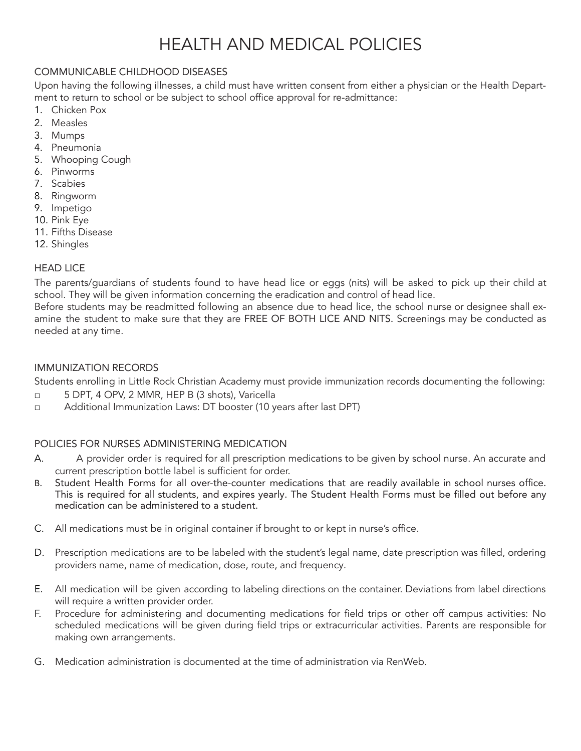# HEALTH AND MEDICAL POLICIES

## COMMUNICABLE CHILDHOOD DISEASES

Upon having the following illnesses, a child must have written consent from either a physician or the Health Department to return to school or be subject to school office approval for re-admittance:

1. Chicken Pox
2. Measles
3. Mumps
4. Pneumonia
5. Whooping Cough
6. Pinworms
7. Scabies
8. Ringworm
9. Impetigo
10. Pink Eye
11. Fifths Disease
12. Shingles

## HEAD LICE

The parents/guardians of students found to have head lice or eggs (nits) will be asked to pick up their child at school. They will be given information concerning the eradication and control of head lice.

Before students may be readmitted following an absence due to head lice, the school nurse or designee shall examine the student to make sure that they are FREE OF BOTH LICE AND NITS. Screenings may be conducted as needed at any time.

## IMMUNIZATION RECORDS

Students enrolling in Little Rock Christian Academy must provide immunization records documenting the following:

- 5 DPT, 4 OPV, 2 MMR, HEP B (3 shots), Varicella
- Additional Immunization Laws: DT booster (10 years after last DPT)

## POLICIES FOR NURSES ADMINISTERING MEDICATION

A. A provider order is required for all prescription medications to be given by school nurse. An accurate and current prescription bottle label is sufficient for order.

B. Student Health Forms for all over-the-counter medications that are readily available in school nurses office. This is required for all students, and expires yearly. The Student Health Forms must be filled out before any medication can be administered to a student.

C. All medications must be in original container if brought to or kept in nurse's office.

D. Prescription medications are to be labeled with the student's legal name, date prescription was filled, ordering providers name, name of medication, dose, route, and frequency.

E. All medication will be given according to labeling directions on the container. Deviations from label directions will require a written provider order.

F. Procedure for administering and documenting medications for field trips or other off campus activities: No scheduled medications will be given during field trips or extracurricular activities. Parents are responsible for making own arrangements.

G. Medication administration is documented at the time of administration via RenWeb.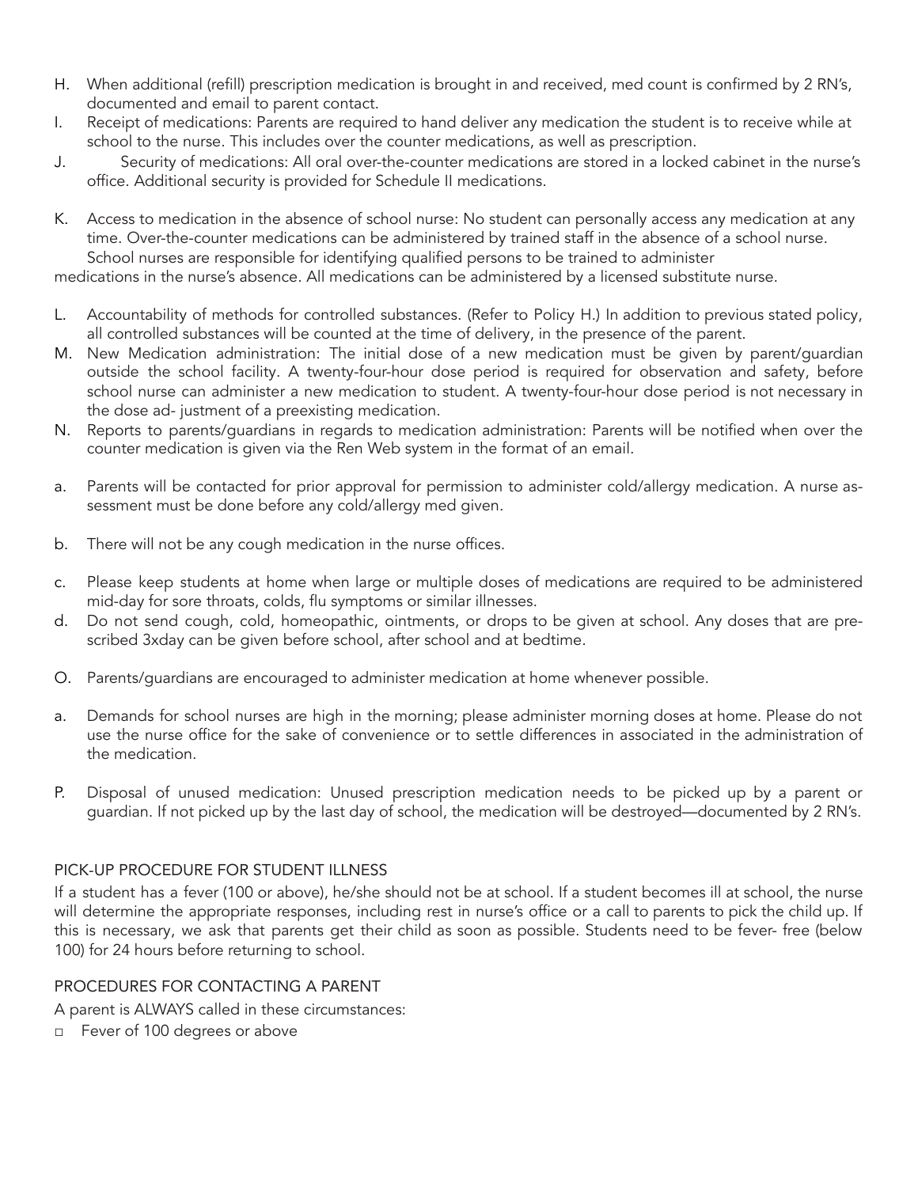H. When additional (refill) prescription medication is brought in and received, med count is confirmed by 2 RN's, documented and email to parent contact.

I. Receipt of medications: Parents are required to hand deliver any medication the student is to receive while at school to the nurse. This includes over the counter medications, as well as prescription.

J. Security of medications: All oral over-the-counter medications are stored in a locked cabinet in the nurse's office. Additional security is provided for Schedule II medications.

K. Access to medication in the absence of school nurse: No student can personally access any medication at any time. Over-the-counter medications can be administered by trained staff in the absence of a school nurse. School nurses are responsible for identifying qualified persons to be trained to administer medications in the nurse's absence. All medications can be administered by a licensed substitute nurse.

L. Accountability of methods for controlled substances. (Refer to Policy H.) In addition to previous stated policy, all controlled substances will be counted at the time of delivery, in the presence of the parent.

M. New Medication administration: The initial dose of a new medication must be given by parent/guardian outside the school facility. A twenty-four-hour dose period is required for observation and safety, before school nurse can administer a new medication to student. A twenty-four-hour dose period is not necessary in the dose ad- justment of a preexisting medication.

N. Reports to parents/guardians in regards to medication administration: Parents will be notified when over the counter medication is given via the Ren Web system in the format of an email.

a. Parents will be contacted for prior approval for permission to administer cold/allergy medication. A nurse assessment must be done before any cold/allergy med given.

b. There will not be any cough medication in the nurse offices.

c. Please keep students at home when large or multiple doses of medications are required to be administered mid-day for sore throats, colds, flu symptoms or similar illnesses.

d. Do not send cough, cold, homeopathic, ointments, or drops to be given at school. Any doses that are prescribed 3xday can be given before school, after school and at bedtime.

O. Parents/guardians are encouraged to administer medication at home whenever possible.

a. Demands for school nurses are high in the morning; please administer morning doses at home. Please do not use the nurse office for the sake of convenience or to settle differences in associated in the administration of the medication.

P. Disposal of unused medication: Unused prescription medication needs to be picked up by a parent or guardian. If not picked up by the last day of school, the medication will be destroyed—documented by 2 RN's.

## PICK-UP PROCEDURE FOR STUDENT ILLNESS

If a student has a fever (100 or above), he/she should not be at school. If a student becomes ill at school, the nurse will determine the appropriate responses, including rest in nurse's office or a call to parents to pick the child up. If this is necessary, we ask that parents get their child as soon as possible. Students need to be fever- free (below 100) for 24 hours before returning to school.

## PROCEDURES FOR CONTACTING A PARENT

A parent is ALWAYS called in these circumstances:

- Fever of 100 degrees or above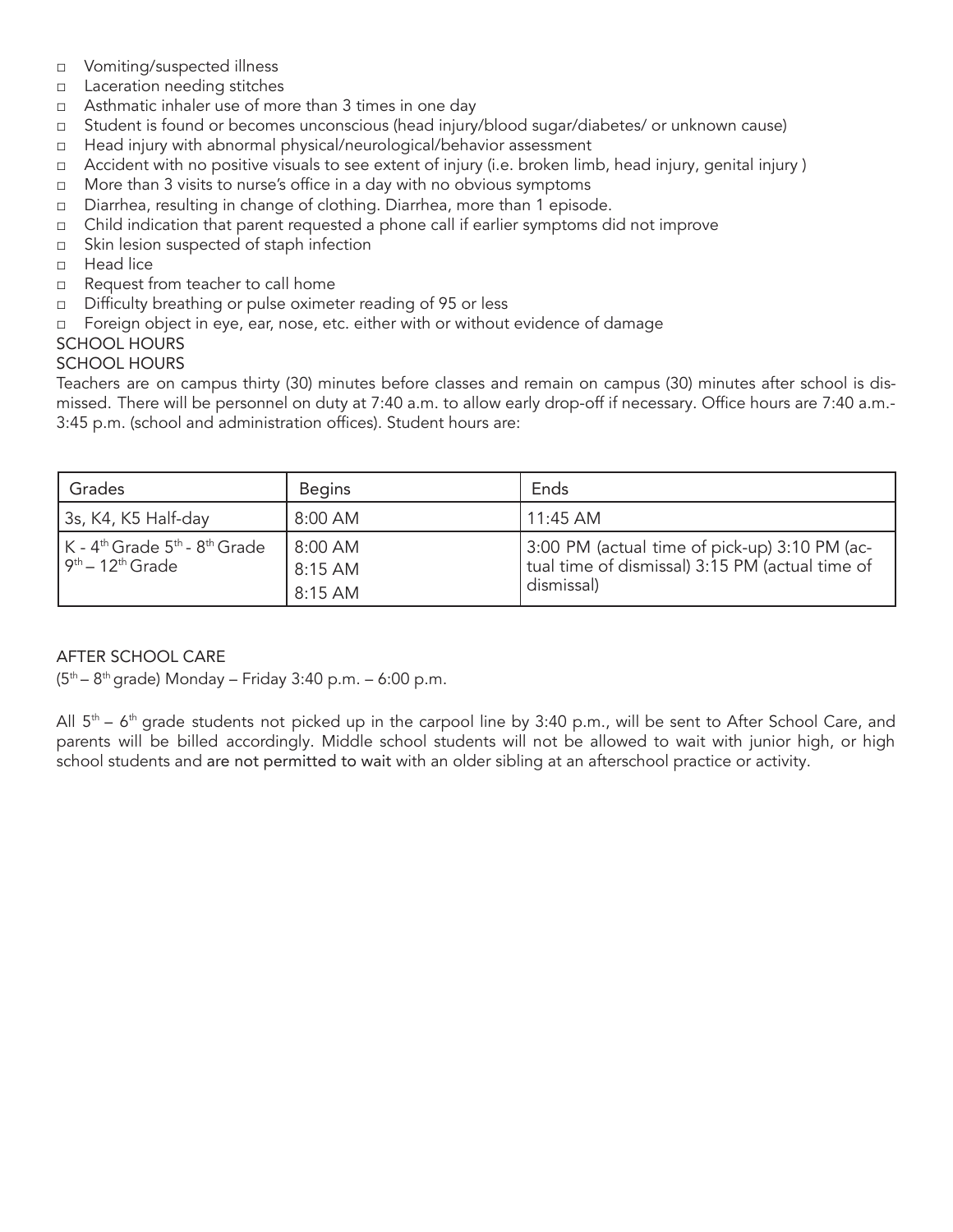- Vomiting/suspected illness
- Laceration needing stitches
- Asthmatic inhaler use of more than 3 times in one day
- Student is found or becomes unconscious (head injury/blood sugar/diabetes/ or unknown cause)
- Head injury with abnormal physical/neurological/behavior assessment
- Accident with no positive visuals to see extent of injury (i.e. broken limb, head injury, genital injury )
- More than 3 visits to nurse's office in a day with no obvious symptoms
- Diarrhea, resulting in change of clothing. Diarrhea, more than 1 episode.
- Child indication that parent requested a phone call if earlier symptoms did not improve
- Skin lesion suspected of staph infection
- Head lice
- Request from teacher to call home
- Difficulty breathing or pulse oximeter reading of 95 or less
- Foreign object in eye, ear, nose, etc. either with or without evidence of damage

## SCHOOL HOURS

## SCHOOL HOURS

Teachers are on campus thirty (30) minutes before classes and remain on campus (30) minutes after school is dismissed. There will be personnel on duty at 7:40 a.m. to allow early drop-off if necessary. Office hours are 7:40 a.m.-3:45 p.m. (school and administration offices). Student hours are:

| Grades | Begins | Ends |
|---|---|---|
| 3s, K4, K5 Half-day | 8:00 AM | 11:45 AM |
| K - 4th Grade 5th - 8th Grade 9th – 12th Grade | 8:00 AM 8:15 AM 8:15 AM | 3:00 PM (actual time of pick-up) 3:10 PM (actual time of dismissal) 3:15 PM (actual time of dismissal) |

## AFTER SCHOOL CARE

(5th – 8th grade) Monday – Friday 3:40 p.m. – 6:00 p.m.

All 5th – 6th grade students not picked up in the carpool line by 3:40 p.m., will be sent to After School Care, and parents will be billed accordingly. Middle school students will not be allowed to wait with junior high, or high school students and are not permitted to wait with an older sibling at an afterschool practice or activity.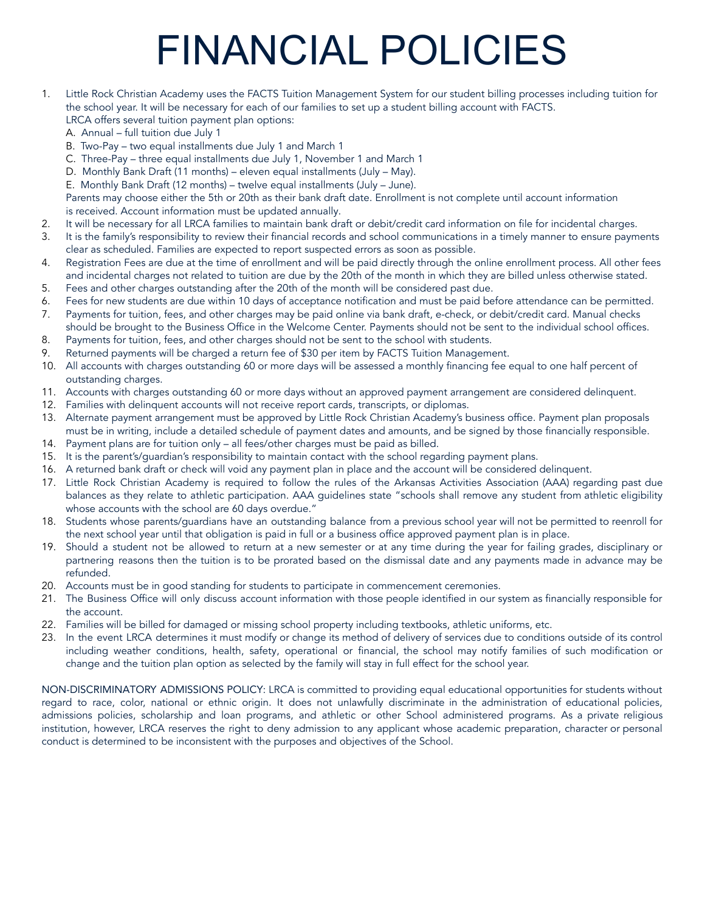# FINANCIAL POLICIES

1. Little Rock Christian Academy uses the FACTS Tuition Management System for our student billing processes including tuition for the school year. It will be necessary for each of our families to set up a student billing account with FACTS.
   LRCA offers several tuition payment plan options:
   A. Annual – full tuition due July 1
   B. Two-Pay – two equal installments due July 1 and March 1
   C. Three-Pay – three equal installments due July 1, November 1 and March 1
   D. Monthly Bank Draft (11 months) – eleven equal installments (July – May).
   E. Monthly Bank Draft (12 months) – twelve equal installments (July – June).
   Parents may choose either the 5th or 20th as their bank draft date. Enrollment is not complete until account information is received. Account information must be updated annually.
2. It will be necessary for all LRCA families to maintain bank draft or debit/credit card information on file for incidental charges.
3. It is the family's responsibility to review their financial records and school communications in a timely manner to ensure payments clear as scheduled. Families are expected to report suspected errors as soon as possible.
4. Registration Fees are due at the time of enrollment and will be paid directly through the online enrollment process. All other fees and incidental charges not related to tuition are due by the 20th of the month in which they are billed unless otherwise stated.
5. Fees and other charges outstanding after the 20th of the month will be considered past due.
6. Fees for new students are due within 10 days of acceptance notification and must be paid before attendance can be permitted.
7. Payments for tuition, fees, and other charges may be paid online via bank draft, e-check, or debit/credit card. Manual checks should be brought to the Business Office in the Welcome Center. Payments should not be sent to the individual school offices.
8. Payments for tuition, fees, and other charges should not be sent to the school with students.
9. Returned payments will be charged a return fee of $30 per item by FACTS Tuition Management.
10. All accounts with charges outstanding 60 or more days will be assessed a monthly financing fee equal to one half percent of outstanding charges.
11. Accounts with charges outstanding 60 or more days without an approved payment arrangement are considered delinquent.
12. Families with delinquent accounts will not receive report cards, transcripts, or diplomas.
13. Alternate payment arrangement must be approved by Little Rock Christian Academy's business office. Payment plan proposals must be in writing, include a detailed schedule of payment dates and amounts, and be signed by those financially responsible.
14. Payment plans are for tuition only – all fees/other charges must be paid as billed.
15. It is the parent's/guardian's responsibility to maintain contact with the school regarding payment plans.
16. A returned bank draft or check will void any payment plan in place and the account will be considered delinquent.
17. Little Rock Christian Academy is required to follow the rules of the Arkansas Activities Association (AAA) regarding past due balances as they relate to athletic participation. AAA guidelines state "schools shall remove any student from athletic eligibility whose accounts with the school are 60 days overdue."
18. Students whose parents/guardians have an outstanding balance from a previous school year will not be permitted to reenroll for the next school year until that obligation is paid in full or a business office approved payment plan is in place.
19. Should a student not be allowed to return at a new semester or at any time during the year for failing grades, disciplinary or partnering reasons then the tuition is to be prorated based on the dismissal date and any payments made in advance may be refunded.
20. Accounts must be in good standing for students to participate in commencement ceremonies.
21. The Business Office will only discuss account information with those people identified in our system as financially responsible for the account.
22. Families will be billed for damaged or missing school property including textbooks, athletic uniforms, etc.
23. In the event LRCA determines it must modify or change its method of delivery of services due to conditions outside of its control including weather conditions, health, safety, operational or financial, the school may notify families of such modification or change and the tuition plan option as selected by the family will stay in full effect for the school year.

NON-DISCRIMINATORY ADMISSIONS POLICY: LRCA is committed to providing equal educational opportunities for students without regard to race, color, national or ethnic origin. It does not unlawfully discriminate in the administration of educational policies, admissions policies, scholarship and loan programs, and athletic or other School administered programs. As a private religious institution, however, LRCA reserves the right to deny admission to any applicant whose academic preparation, character or personal conduct is determined to be inconsistent with the purposes and objectives of the School.